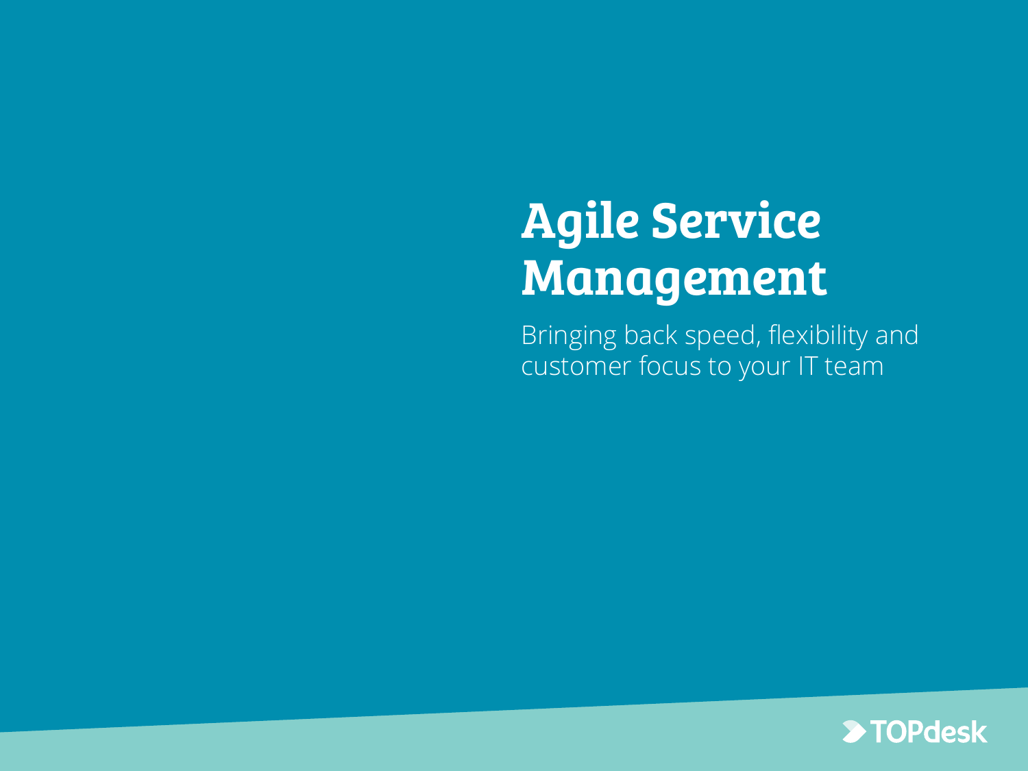# Agile Service Management

Bringing back speed, flexibility and customer focus to your IT team

TOPdesk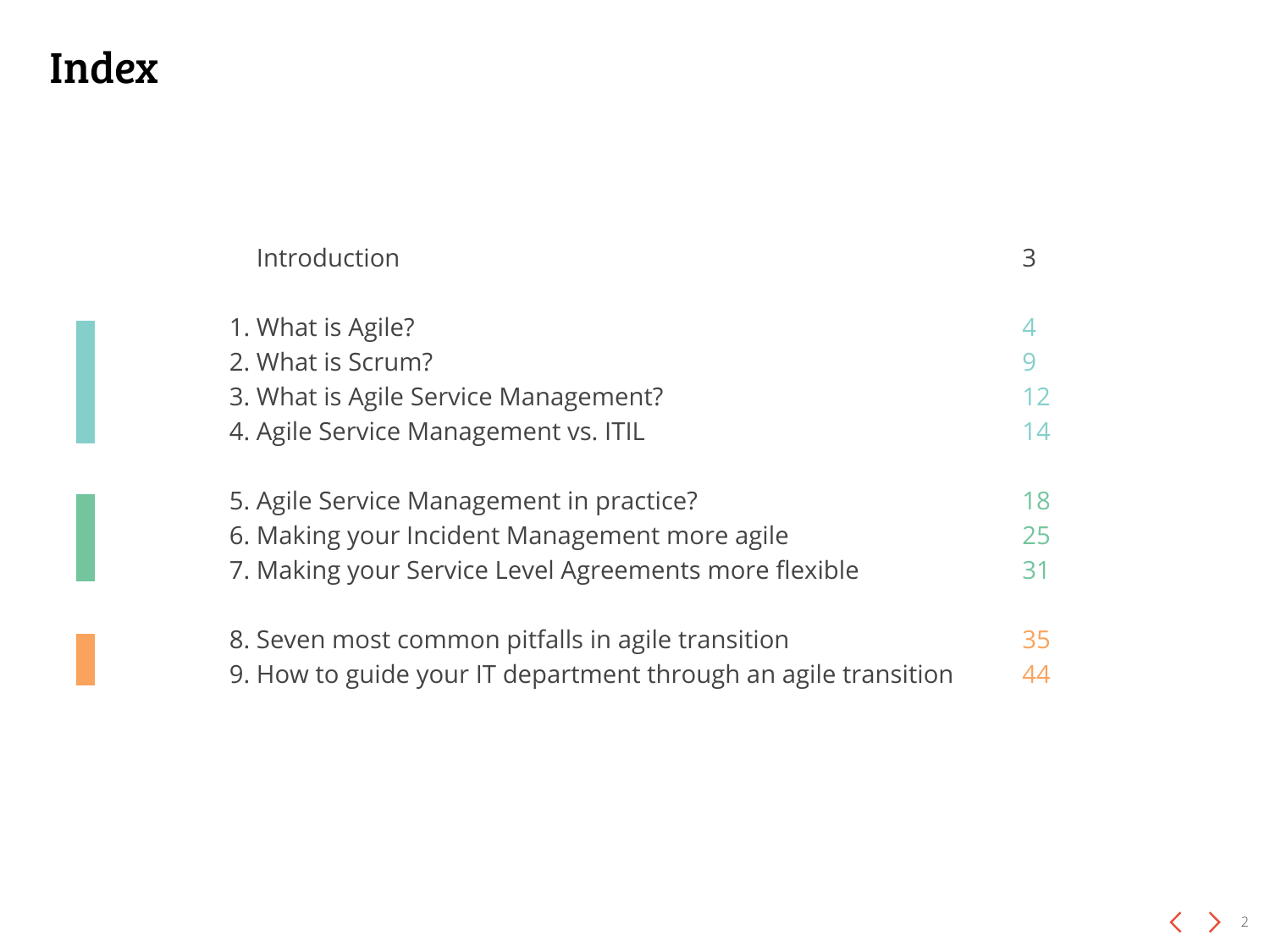# Index

| | |
|---|---|
| Introduction | 3 |
| 1. What is Agile? | 4 |
| 2. What is Scrum? | 9 |
| 3. What is Agile Service Management? | 12 |
| 4. Agile Service Management vs. ITIL | 14 |
| 5. Agile Service Management in practice? | 18 |
| 6. Making your Incident Management more agile | 25 |
| 7. Making your Service Level Agreements more flexible | 31 |
| 8. Seven most common pitfalls in agile transition | 35 |
| 9. How to guide your IT department through an agile transition | 44 |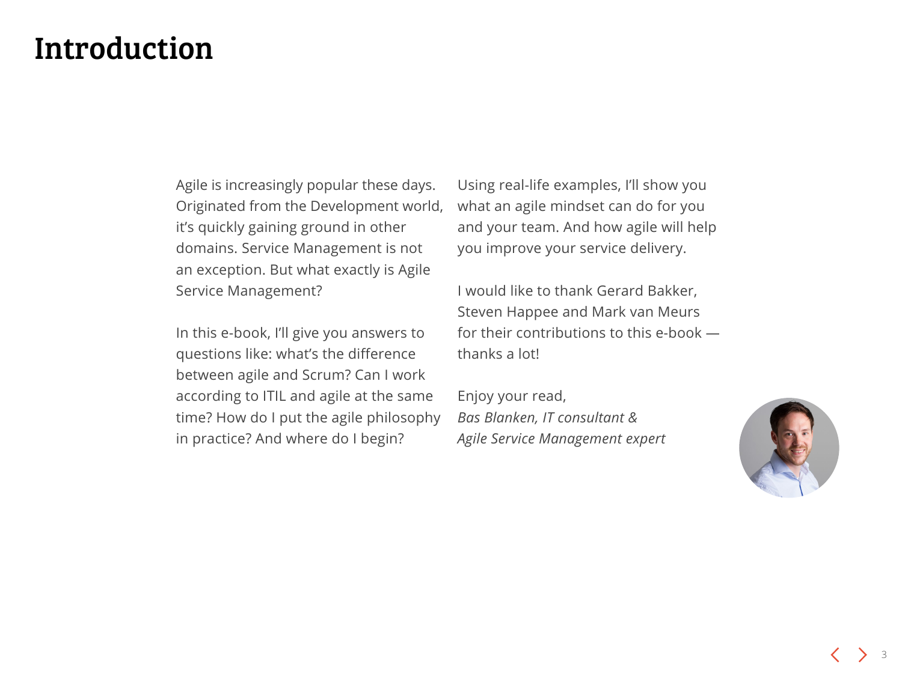# Introduction

Agile is increasingly popular these days. Originated from the Development world, it's quickly gaining ground in other domains. Service Management is not an exception. But what exactly is Agile Service Management?

In this e-book, I'll give you answers to questions like: what's the difference between agile and Scrum? Can I work according to ITIL and agile at the same time? How do I put the agile philosophy in practice? And where do I begin?

Using real-life examples, I'll show you what an agile mindset can do for you and your team. And how agile will help you improve your service delivery.

I would like to thank Gerard Bakker, Steven Happee and Mark van Meurs for their contributions to this e-book — thanks a lot!

Enjoy your read,
*Bas Blanken, IT consultant &*
*Agile Service Management expert*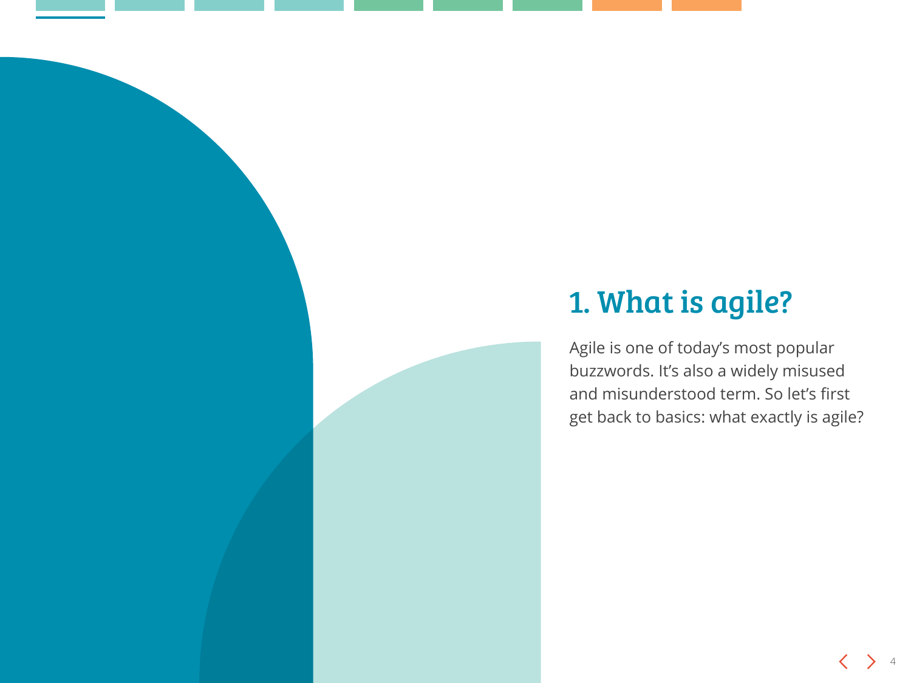# 1. What is agile?

Agile is one of today's most popular buzzwords. It's also a widely misused and misunderstood term. So let's first get back to basics: what exactly is agile?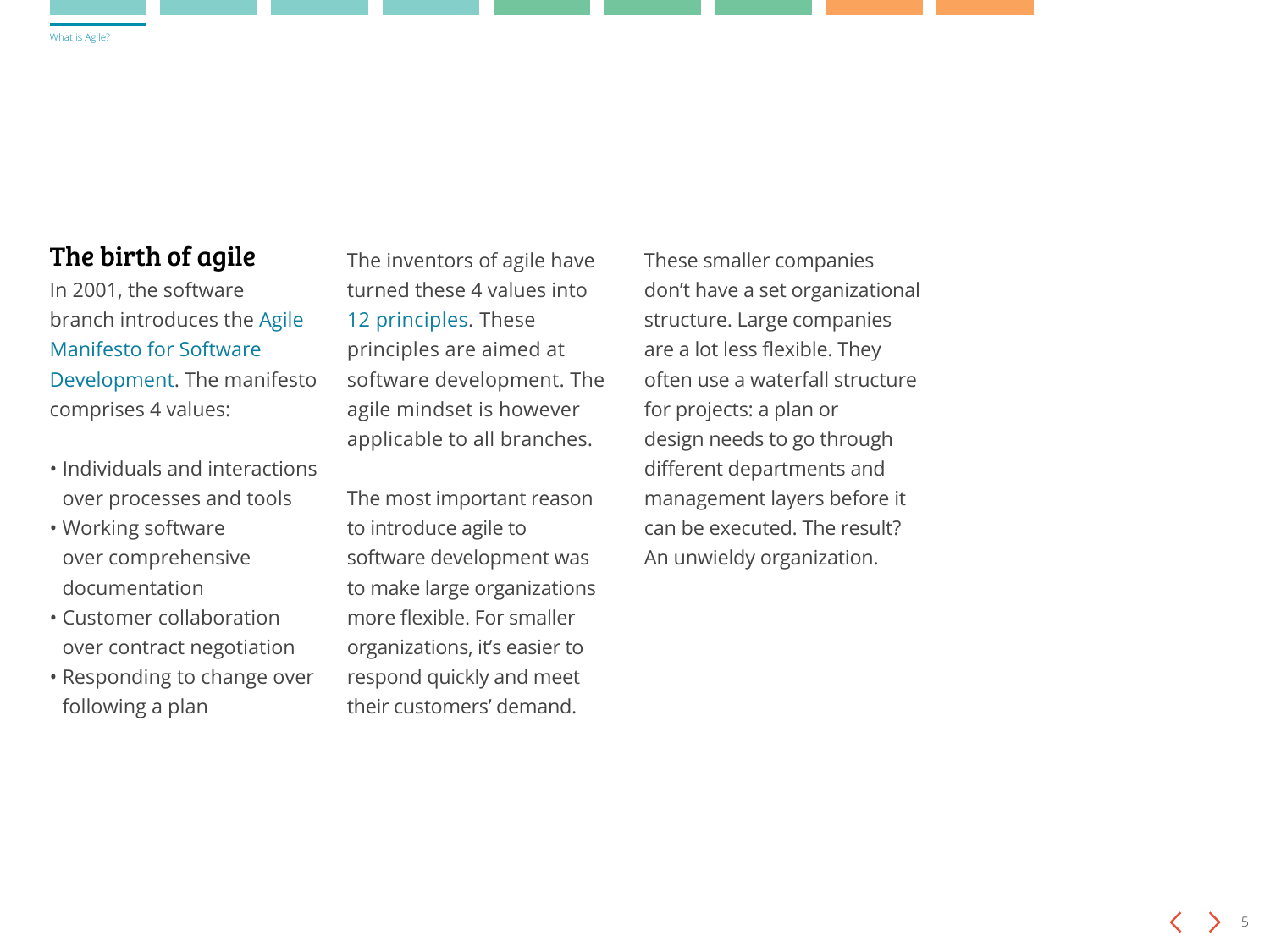## The birth of agile

In 2001, the software branch introduces the Agile Manifesto for Software Development. The manifesto comprises 4 values:

- Individuals and interactions over processes and tools
- Working software over comprehensive documentation
- Customer collaboration over contract negotiation
- Responding to change over following a plan

The inventors of agile have turned these 4 values into 12 principles. These principles are aimed at software development. The agile mindset is however applicable to all branches.

The most important reason to introduce agile to software development was to make large organizations more flexible. For smaller organizations, it's easier to respond quickly and meet their customers' demand.

These smaller companies don't have a set organizational structure. Large companies are a lot less flexible. They often use a waterfall structure for projects: a plan or design needs to go through different departments and management layers before it can be executed. The result? An unwieldy organization.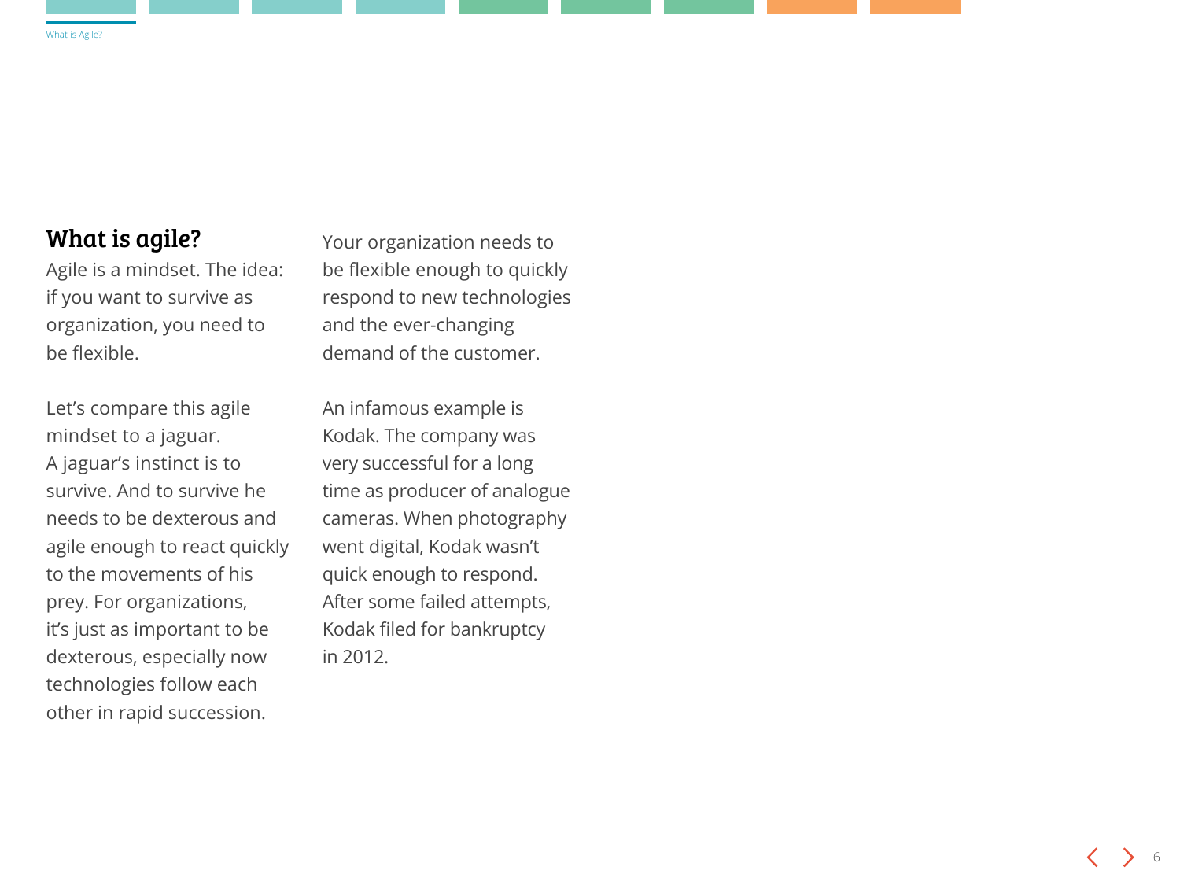## What is agile?

Agile is a mindset. The idea: if you want to survive as organization, you need to be flexible.

Let's compare this agile mindset to a jaguar. A jaguar's instinct is to survive. And to survive he needs to be dexterous and agile enough to react quickly to the movements of his prey. For organizations, it's just as important to be dexterous, especially now technologies follow each other in rapid succession.

Your organization needs to be flexible enough to quickly respond to new technologies and the ever-changing demand of the customer.

An infamous example is Kodak. The company was very successful for a long time as producer of analogue cameras. When photography went digital, Kodak wasn't quick enough to respond. After some failed attempts, Kodak filed for bankruptcy in 2012.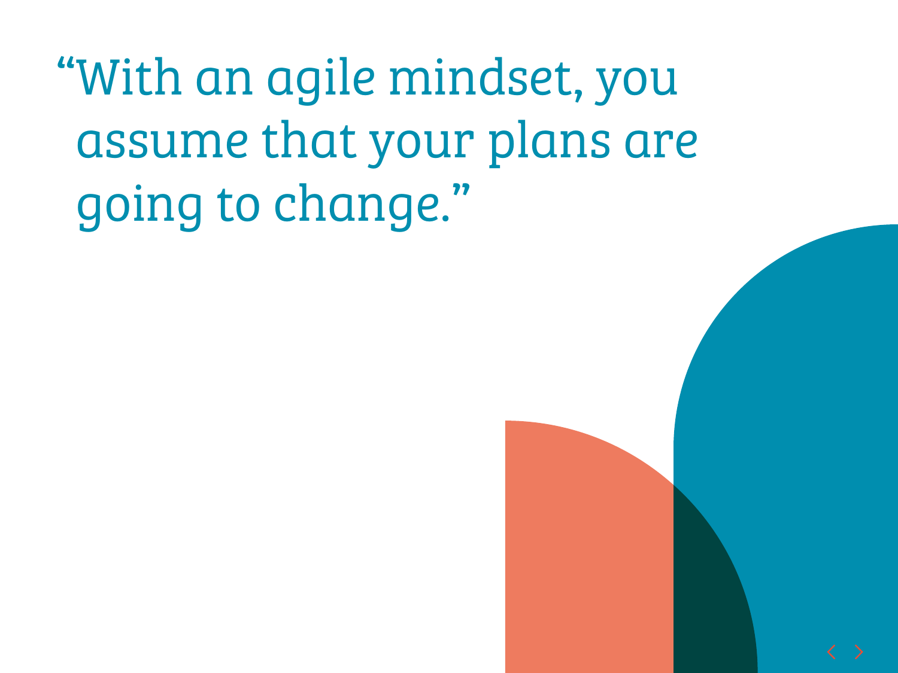"With an agile mindset, you assume that your plans are going to change."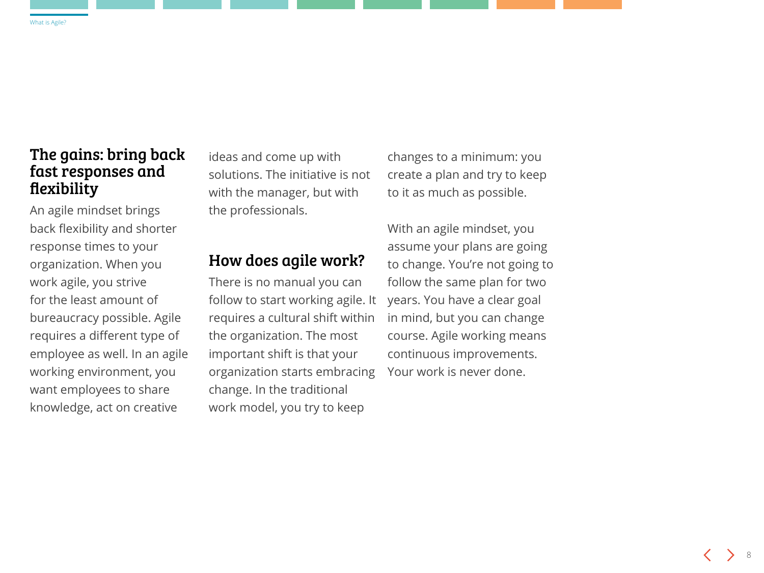## The gains: bring back fast responses and flexibility

An agile mindset brings back flexibility and shorter response times to your organization. When you work agile, you strive for the least amount of bureaucracy possible. Agile requires a different type of employee as well. In an agile working environment, you want employees to share knowledge, act on creative ideas and come up with solutions. The initiative is not with the manager, but with the professionals.

## How does agile work?

There is no manual you can follow to start working agile. It requires a cultural shift within the organization. The most important shift is that your organization starts embracing change. In the traditional work model, you try to keep changes to a minimum: you create a plan and try to keep to it as much as possible.

With an agile mindset, you assume your plans are going to change. You're not going to follow the same plan for two years. You have a clear goal in mind, but you can change course. Agile working means continuous improvements. Your work is never done.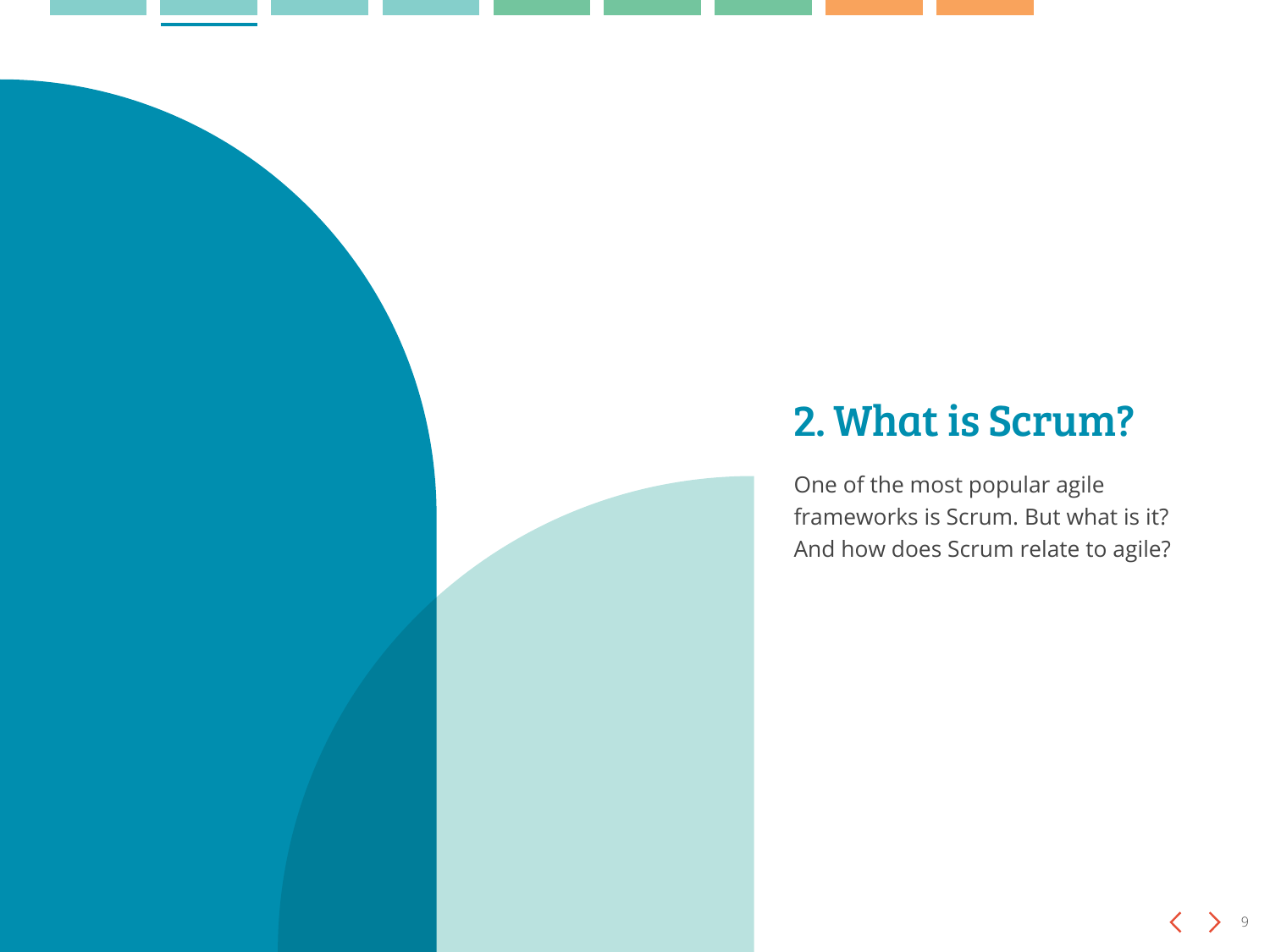## 2. What is Scrum?

One of the most popular agile frameworks is Scrum. But what is it? And how does Scrum relate to agile?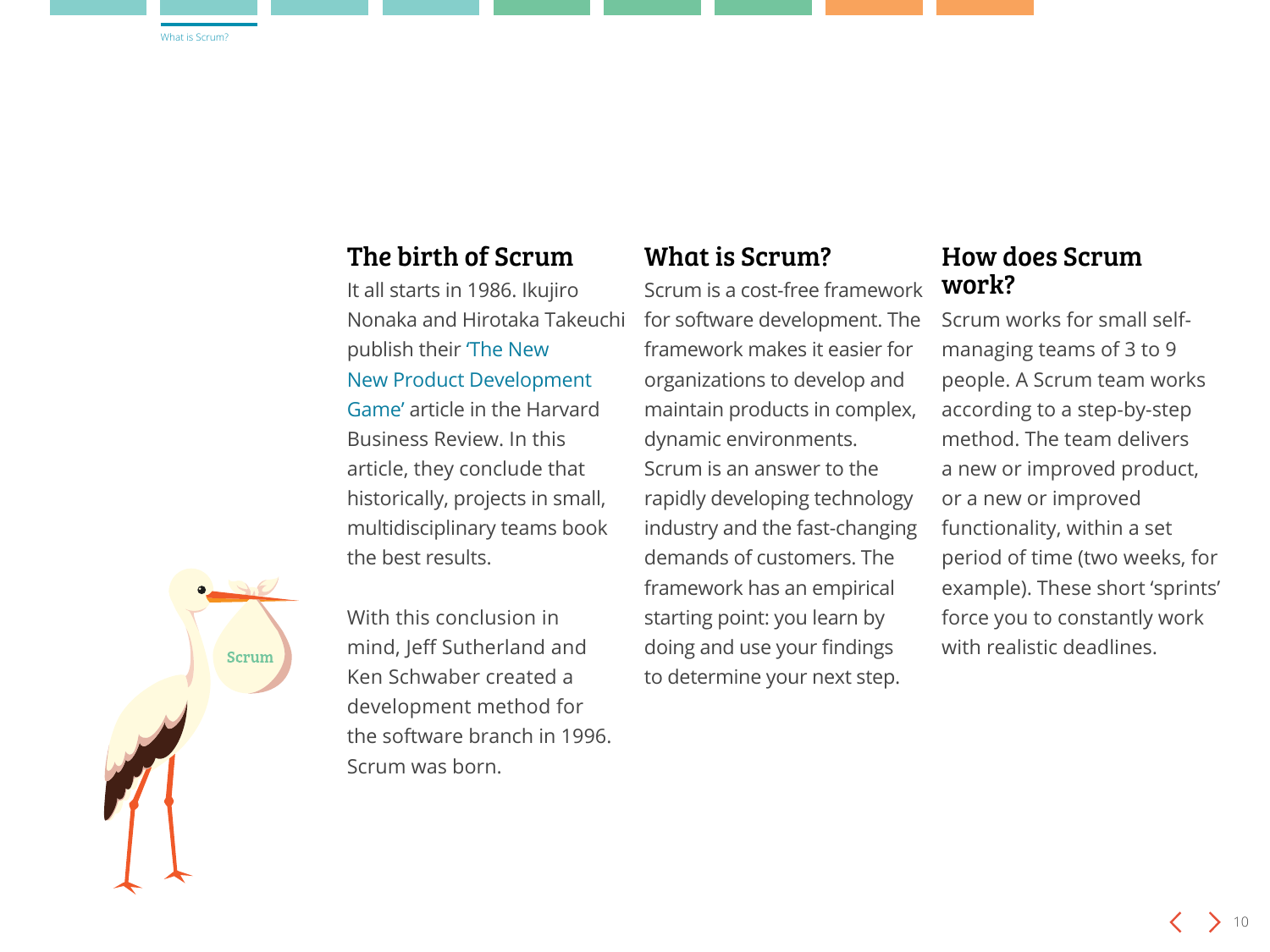## The birth of Scrum

It all starts in 1986. Ikujiro Nonaka and Hirotaka Takeuchi publish their 'The New New Product Development Game' article in the Harvard Business Review. In this article, they conclude that historically, projects in small, multidisciplinary teams book the best results.

With this conclusion in mind, Jeff Sutherland and Ken Schwaber created a development method for the software branch in 1996. Scrum was born.

## What is Scrum?

Scrum is a cost-free framework for software development. The framework makes it easier for organizations to develop and maintain products in complex, dynamic environments. Scrum is an answer to the rapidly developing technology industry and the fast-changing demands of customers. The framework has an empirical starting point: you learn by doing and use your findings to determine your next step.

## How does Scrum work?

Scrum works for small self-managing teams of 3 to 9 people. A Scrum team works according to a step-by-step method. The team delivers a new or improved product, or a new or improved functionality, within a set period of time (two weeks, for example). These short 'sprints' force you to constantly work with realistic deadlines.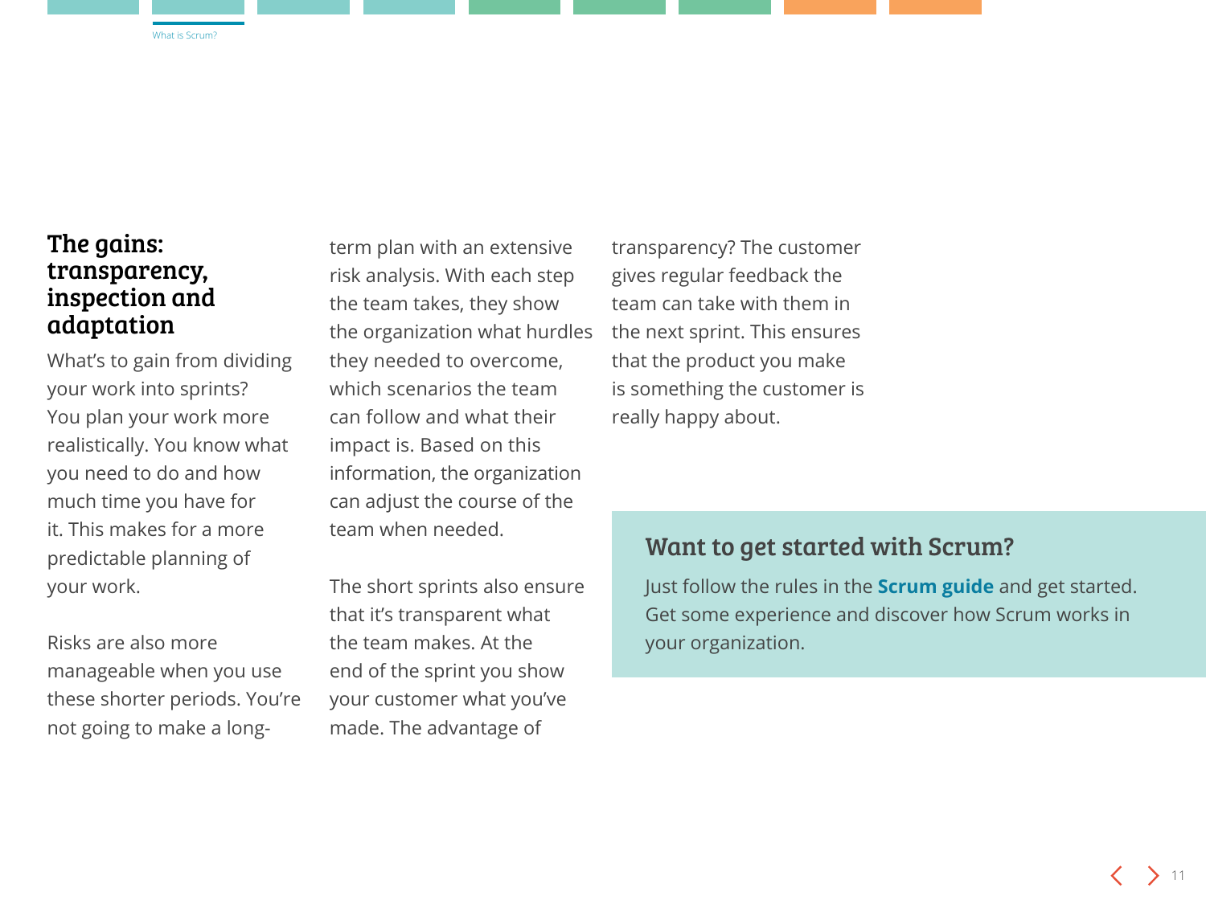## The gains: transparency, inspection and adaptation

What's to gain from dividing your work into sprints? You plan your work more realistically. You know what you need to do and how much time you have for it. This makes for a more predictable planning of your work.

Risks are also more manageable when you use these shorter periods. You're not going to make a long-term plan with an extensive risk analysis. With each step the team takes, they show the organization what hurdles they needed to overcome, which scenarios the team can follow and what their impact is. Based on this information, the organization can adjust the course of the team when needed.

The short sprints also ensure that it's transparent what the team makes. At the end of the sprint you show your customer what you've made. The advantage of transparency? The customer gives regular feedback the team can take with them in the next sprint. This ensures that the product you make is something the customer is really happy about.

### Want to get started with Scrum?

Just follow the rules in the **Scrum guide** and get started. Get some experience and discover how Scrum works in your organization.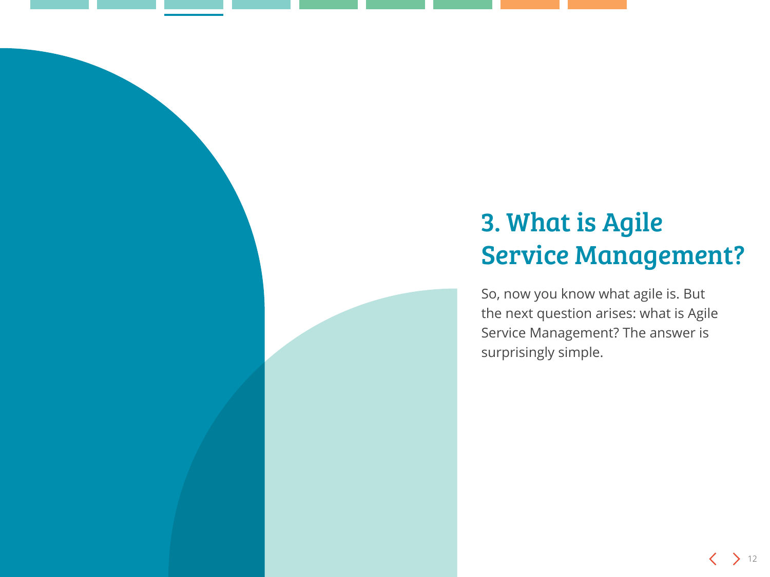# 3. What is Agile Service Management?

So, now you know what agile is. But the next question arises: what is Agile Service Management? The answer is surprisingly simple.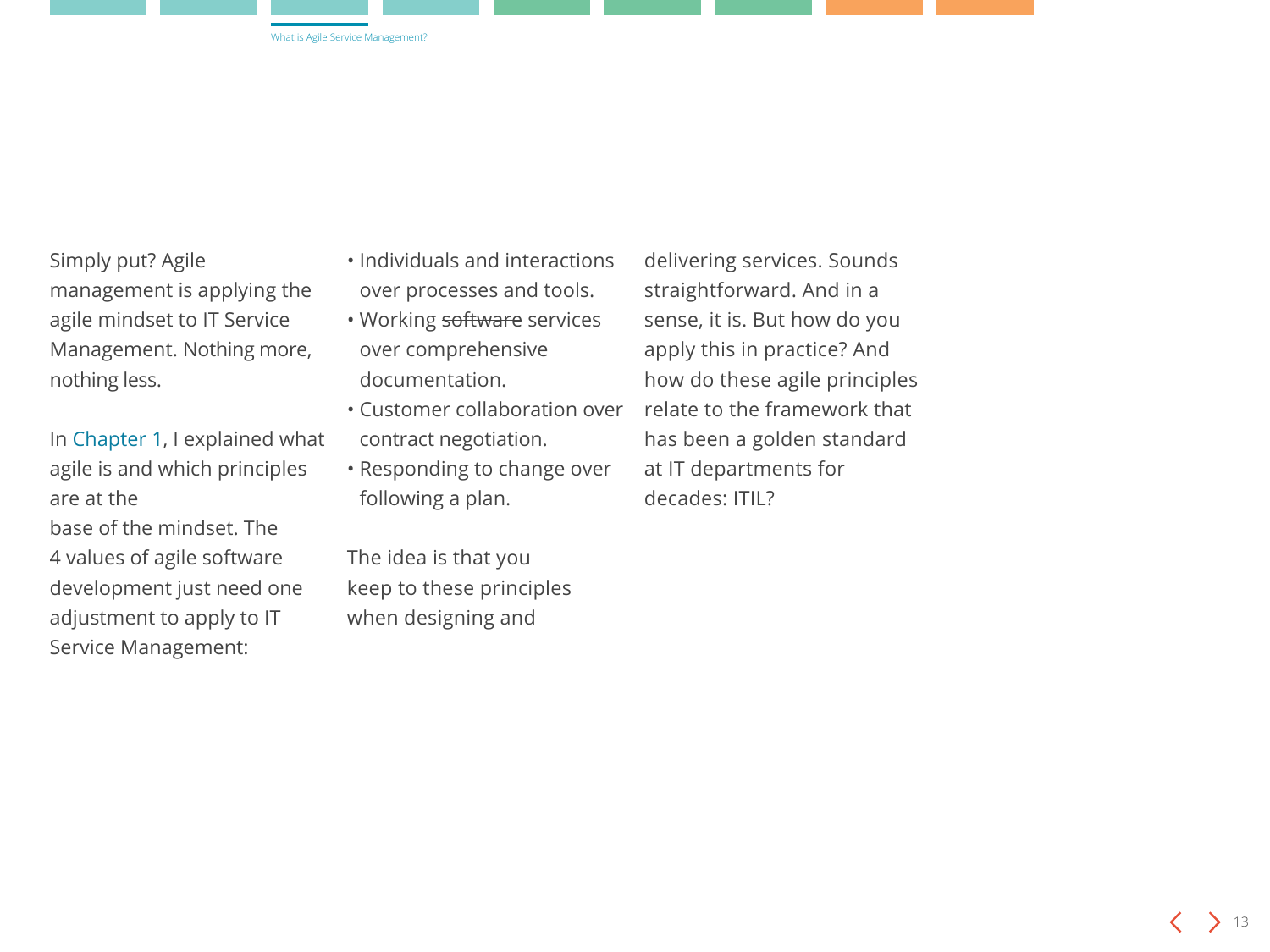Simply put? Agile management is applying the agile mindset to IT Service Management. Nothing more, nothing less.

In Chapter 1, I explained what agile is and which principles are at the base of the mindset. The 4 values of agile software development just need one adjustment to apply to IT Service Management:

- Individuals and interactions over processes and tools.
- Working ~~software~~ services over comprehensive documentation.
- Customer collaboration over contract negotiation.
- Responding to change over following a plan.

The idea is that you keep to these principles when designing and delivering services. Sounds straightforward. And in a sense, it is. But how do you apply this in practice? And how do these agile principles relate to the framework that has been a golden standard at IT departments for decades: ITIL?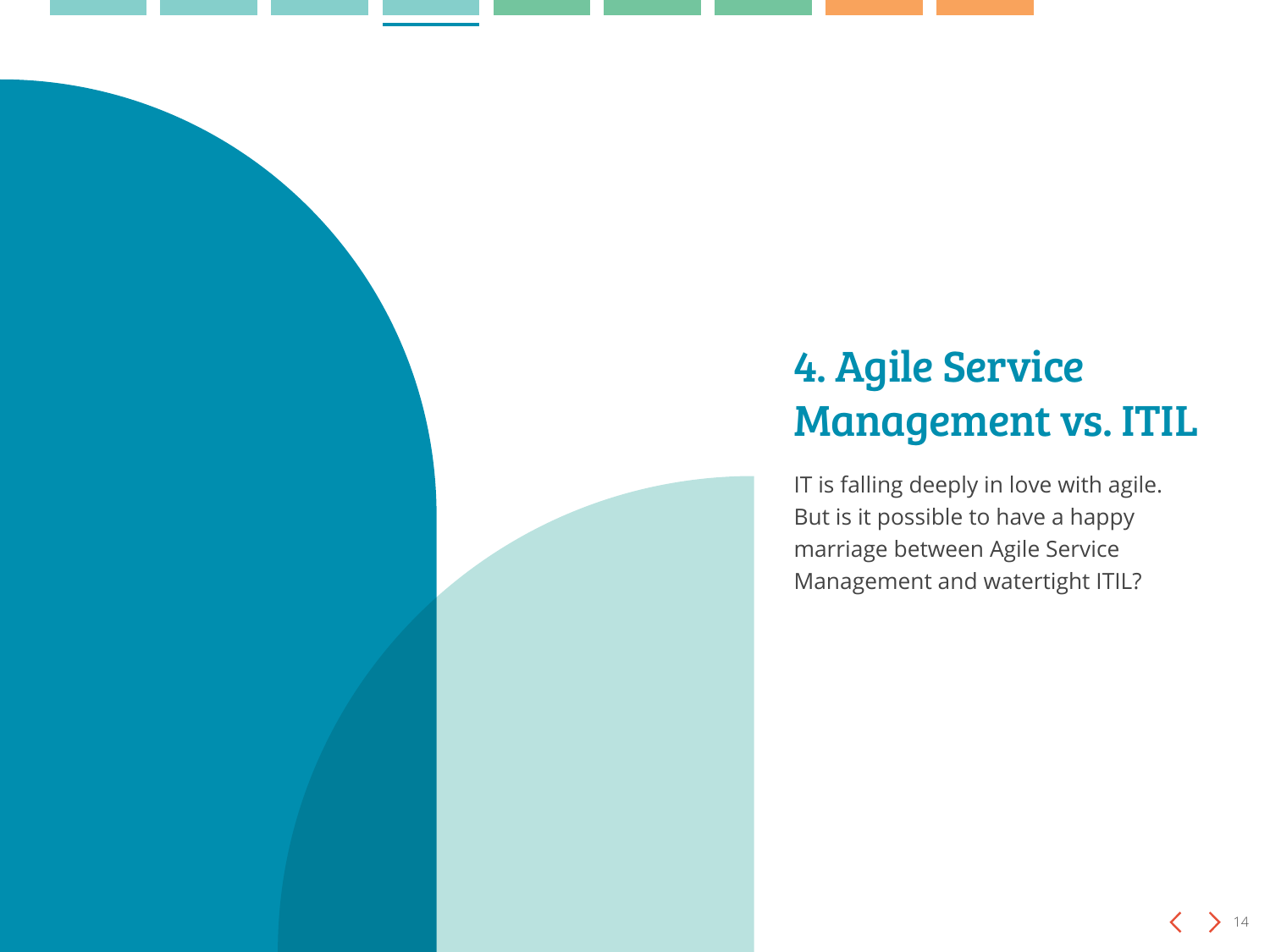# 4. Agile Service Management vs. ITIL

IT is falling deeply in love with agile. But is it possible to have a happy marriage between Agile Service Management and watertight ITIL?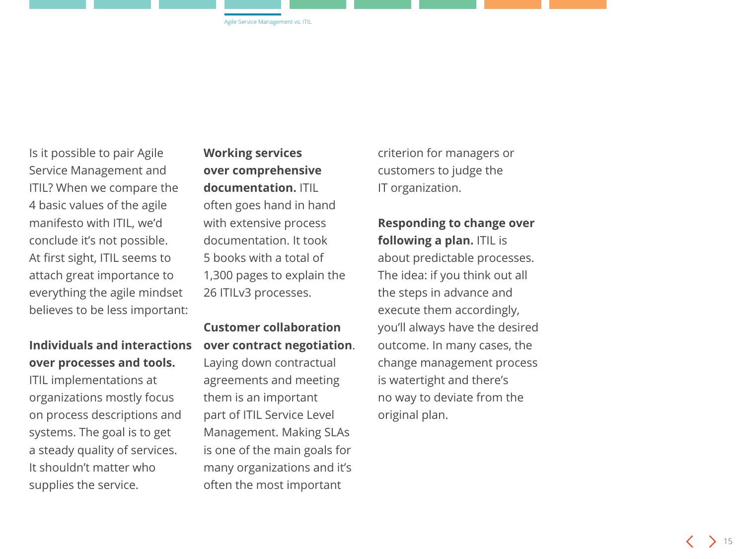Is it possible to pair Agile Service Management and ITIL? When we compare the 4 basic values of the agile manifesto with ITIL, we'd conclude it's not possible. At first sight, ITIL seems to attach great importance to everything the agile mindset believes to be less important:

**Individuals and interactions over processes and tools.** ITIL implementations at organizations mostly focus on process descriptions and systems. The goal is to get a steady quality of services. It shouldn't matter who supplies the service.

**Working services over comprehensive documentation.** ITIL often goes hand in hand with extensive process documentation. It took 5 books with a total of 1,300 pages to explain the 26 ITILv3 processes.

**Customer collaboration over contract negotiation**. Laying down contractual agreements and meeting them is an important part of ITIL Service Level Management. Making SLAs is one of the main goals for many organizations and it's often the most important criterion for managers or customers to judge the IT organization.

**Responding to change over following a plan.** ITIL is about predictable processes. The idea: if you think out all the steps in advance and execute them accordingly, you'll always have the desired outcome. In many cases, the change management process is watertight and there's no way to deviate from the original plan.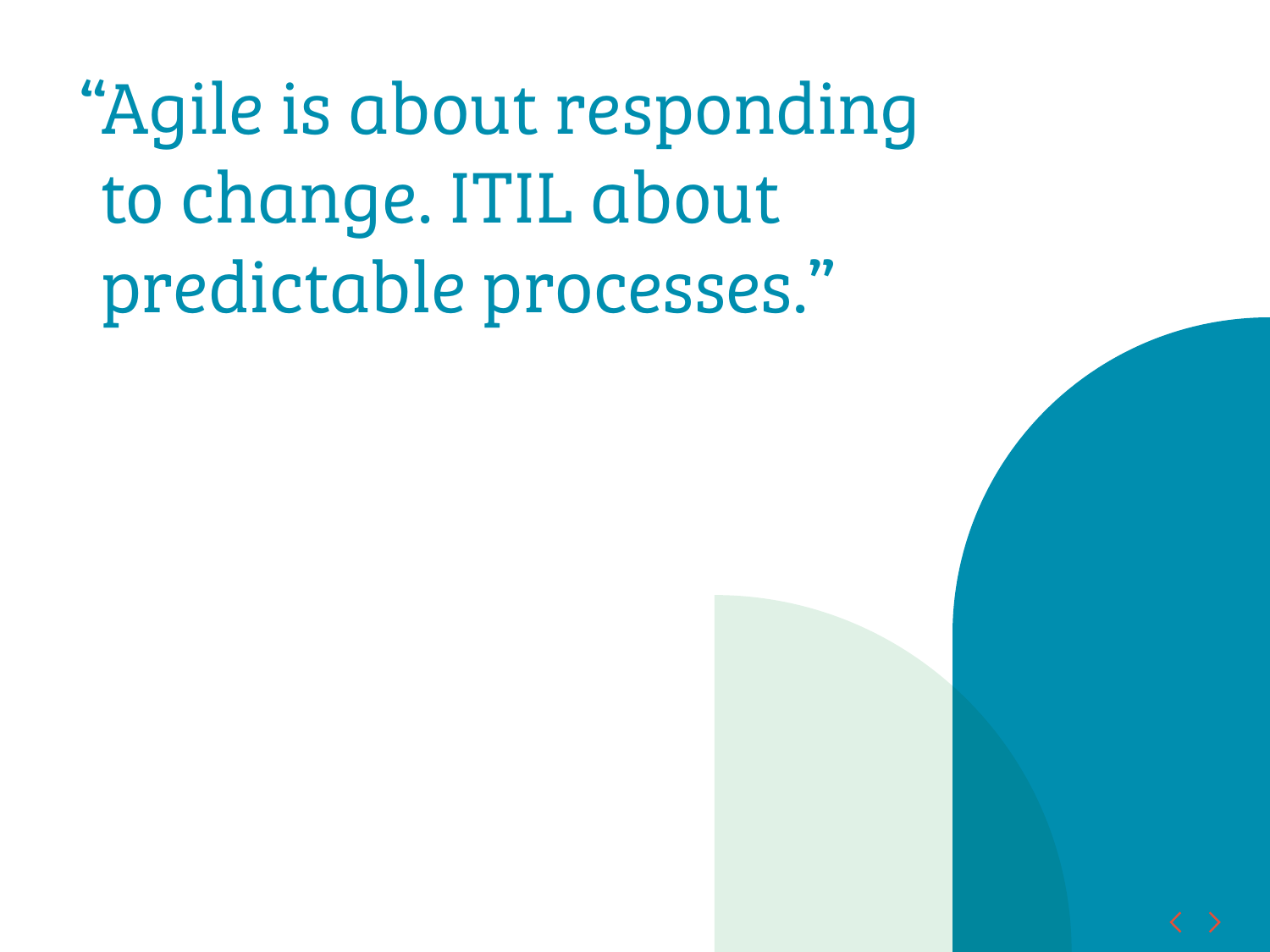"Agile is about responding to change. ITIL about predictable processes."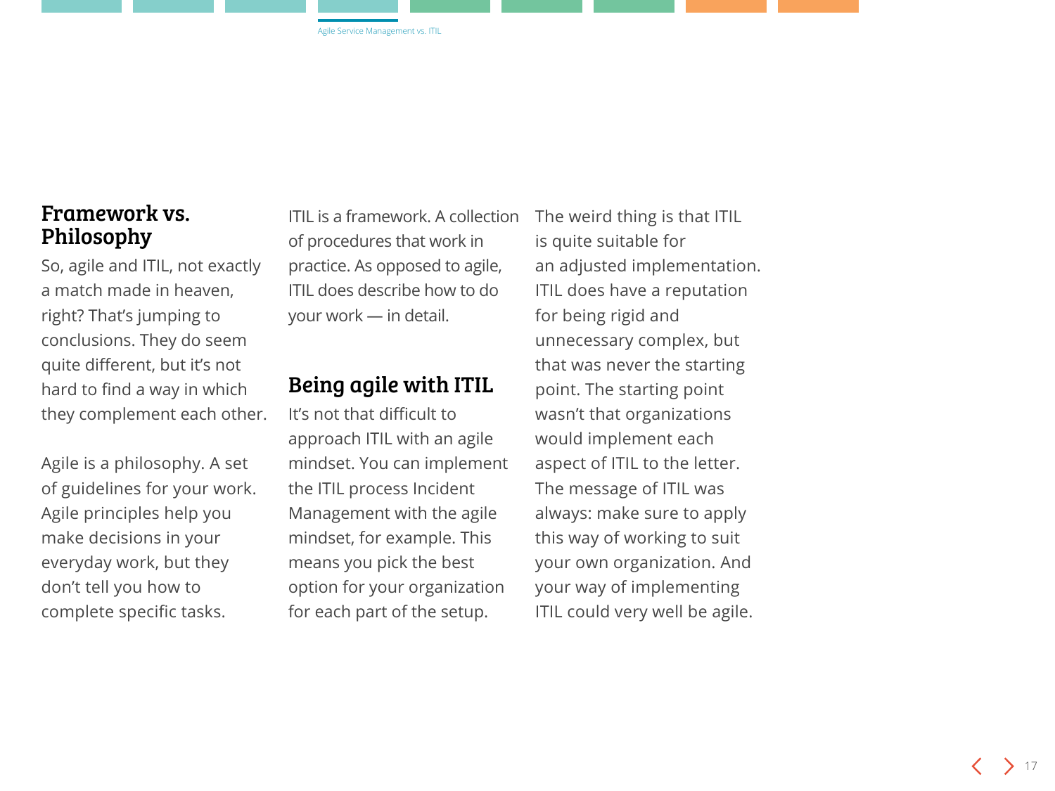## Framework vs. Philosophy

So, agile and ITIL, not exactly a match made in heaven, right? That's jumping to conclusions. They do seem quite different, but it's not hard to find a way in which they complement each other.

Agile is a philosophy. A set of guidelines for your work. Agile principles help you make decisions in your everyday work, but they don't tell you how to complete specific tasks.

ITIL is a framework. A collection of procedures that work in practice. As opposed to agile, ITIL does describe how to do your work — in detail.

## Being agile with ITIL

It's not that difficult to approach ITIL with an agile mindset. You can implement the ITIL process Incident Management with the agile mindset, for example. This means you pick the best option for your organization for each part of the setup.

The weird thing is that ITIL is quite suitable for an adjusted implementation. ITIL does have a reputation for being rigid and unnecessary complex, but that was never the starting point. The starting point wasn't that organizations would implement each aspect of ITIL to the letter. The message of ITIL was always: make sure to apply this way of working to suit your own organization. And your way of implementing ITIL could very well be agile.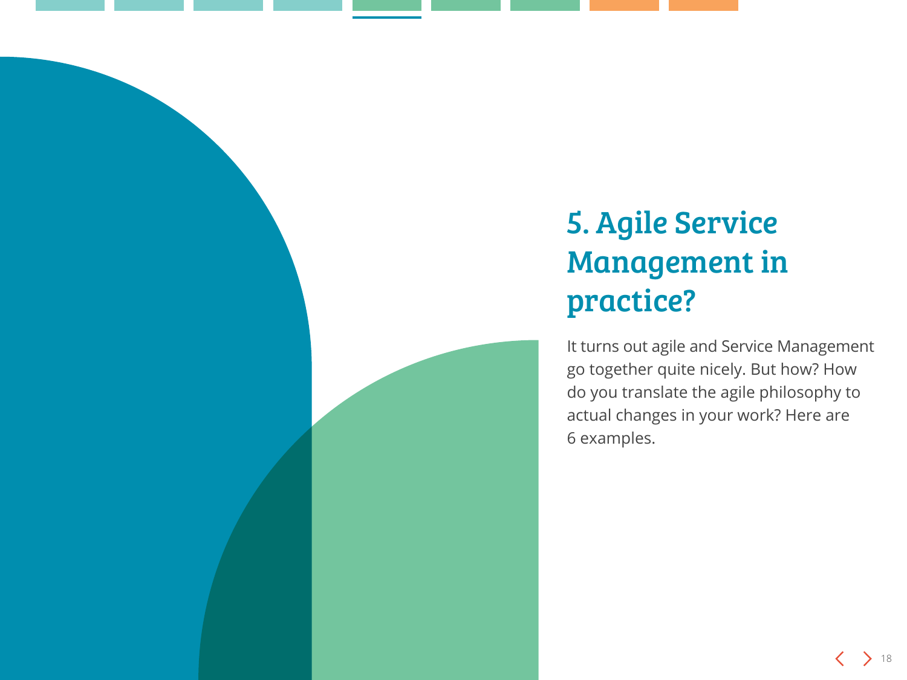# 5. Agile Service Management in practice?

It turns out agile and Service Management go together quite nicely. But how? How do you translate the agile philosophy to actual changes in your work? Here are 6 examples.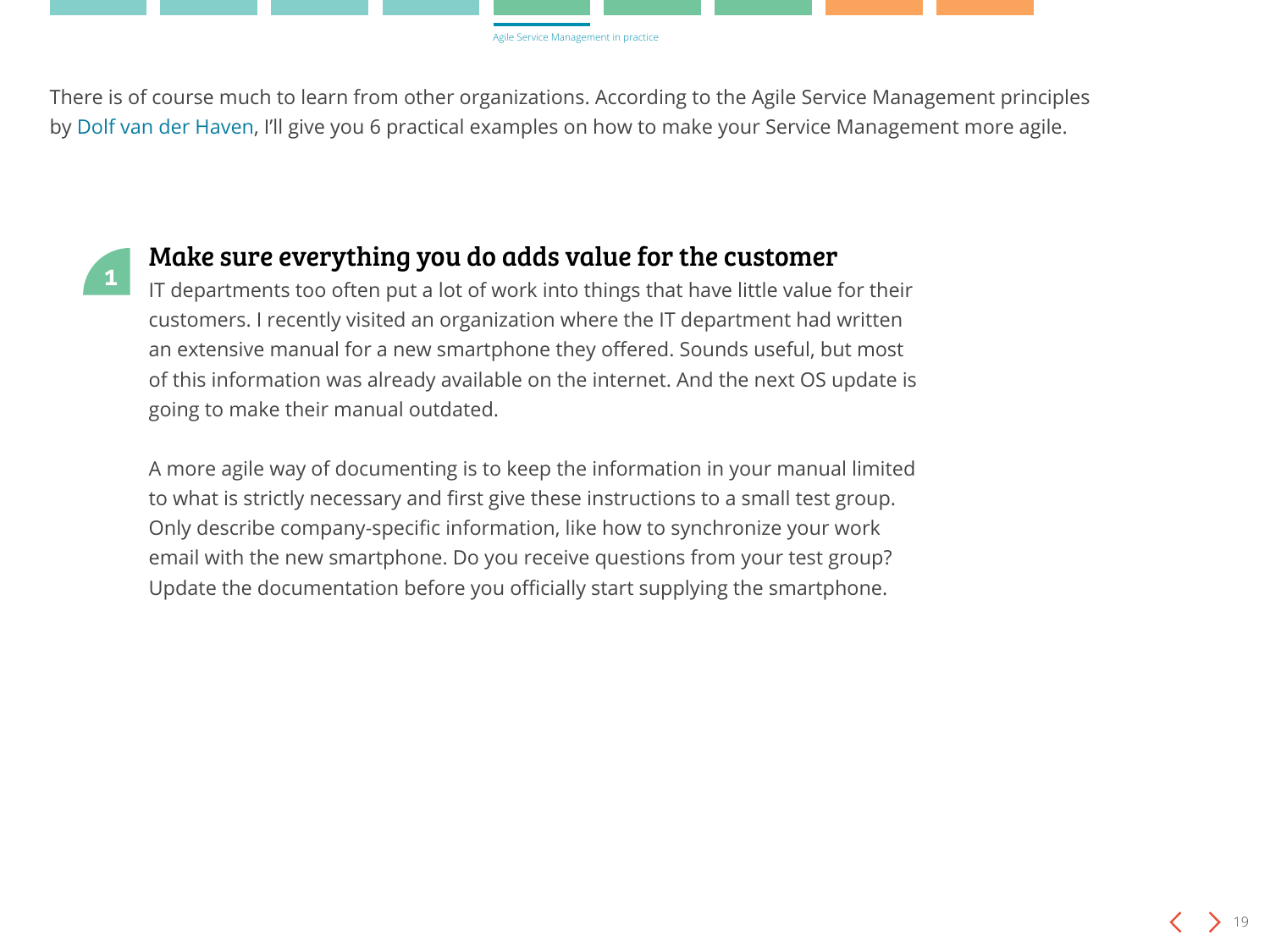There is of course much to learn from other organizations. According to the Agile Service Management principles by Dolf van der Haven, I'll give you 6 practical examples on how to make your Service Management more agile.

## 1 *Make sure everything you do adds value for the customer*

IT departments too often put a lot of work into things that have little value for their customers. I recently visited an organization where the IT department had written an extensive manual for a new smartphone they offered. Sounds useful, but most of this information was already available on the internet. And the next OS update is going to make their manual outdated.

A more agile way of documenting is to keep the information in your manual limited to what is strictly necessary and first give these instructions to a small test group. Only describe company-specific information, like how to synchronize your work email with the new smartphone. Do you receive questions from your test group? Update the documentation before you officially start supplying the smartphone.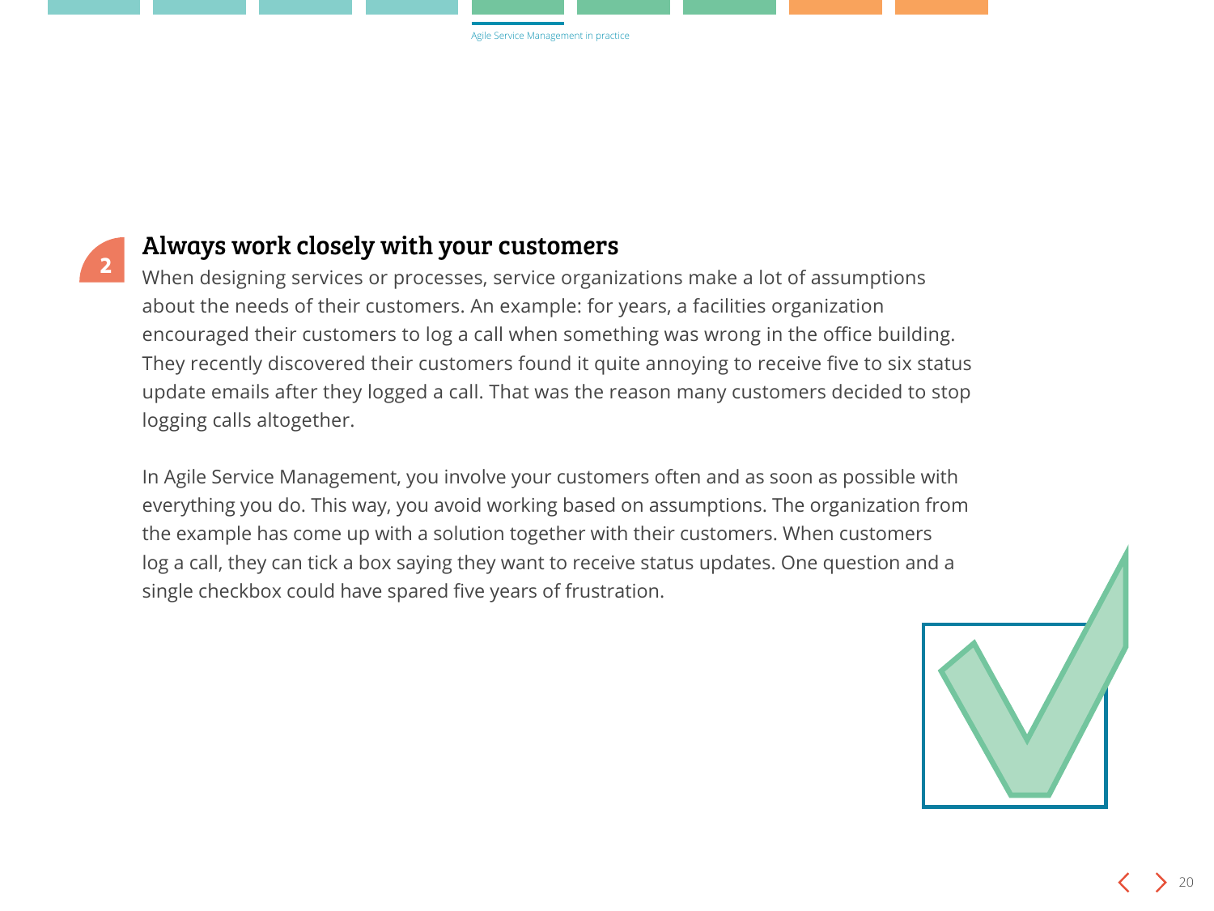## 2 Always work closely with your customers

When designing services or processes, service organizations make a lot of assumptions about the needs of their customers. An example: for years, a facilities organization encouraged their customers to log a call when something was wrong in the office building. They recently discovered their customers found it quite annoying to receive five to six status update emails after they logged a call. That was the reason many customers decided to stop logging calls altogether.

In Agile Service Management, you involve your customers often and as soon as possible with everything you do. This way, you avoid working based on assumptions. The organization from the example has come up with a solution together with their customers. When customers log a call, they can tick a box saying they want to receive status updates. One question and a single checkbox could have spared five years of frustration.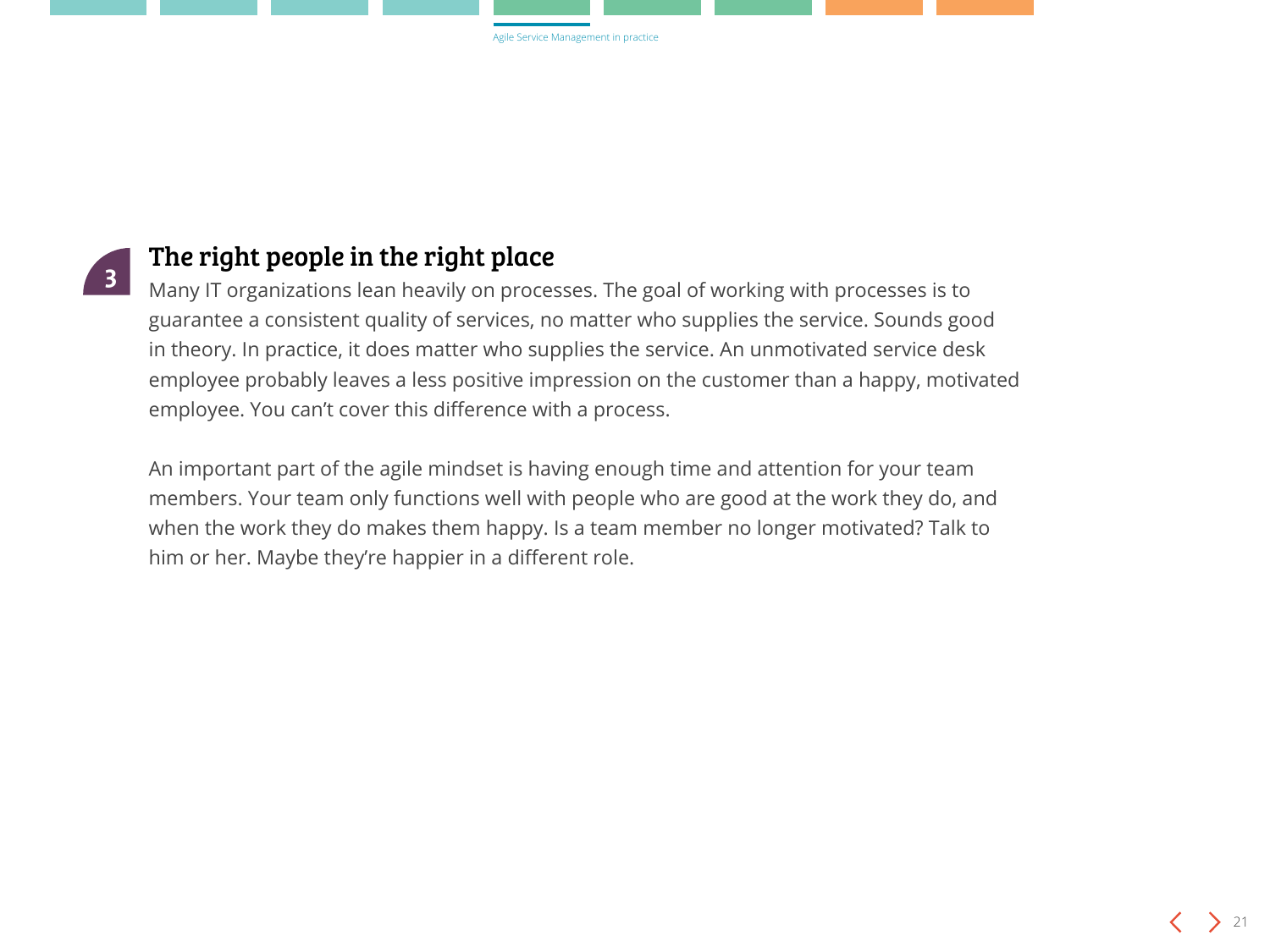## 3 The right people in the right place

Many IT organizations lean heavily on processes. The goal of working with processes is to guarantee a consistent quality of services, no matter who supplies the service. Sounds good in theory. In practice, it does matter who supplies the service. An unmotivated service desk employee probably leaves a less positive impression on the customer than a happy, motivated employee. You can't cover this difference with a process.

An important part of the agile mindset is having enough time and attention for your team members. Your team only functions well with people who are good at the work they do, and when the work they do makes them happy. Is a team member no longer motivated? Talk to him or her. Maybe they're happier in a different role.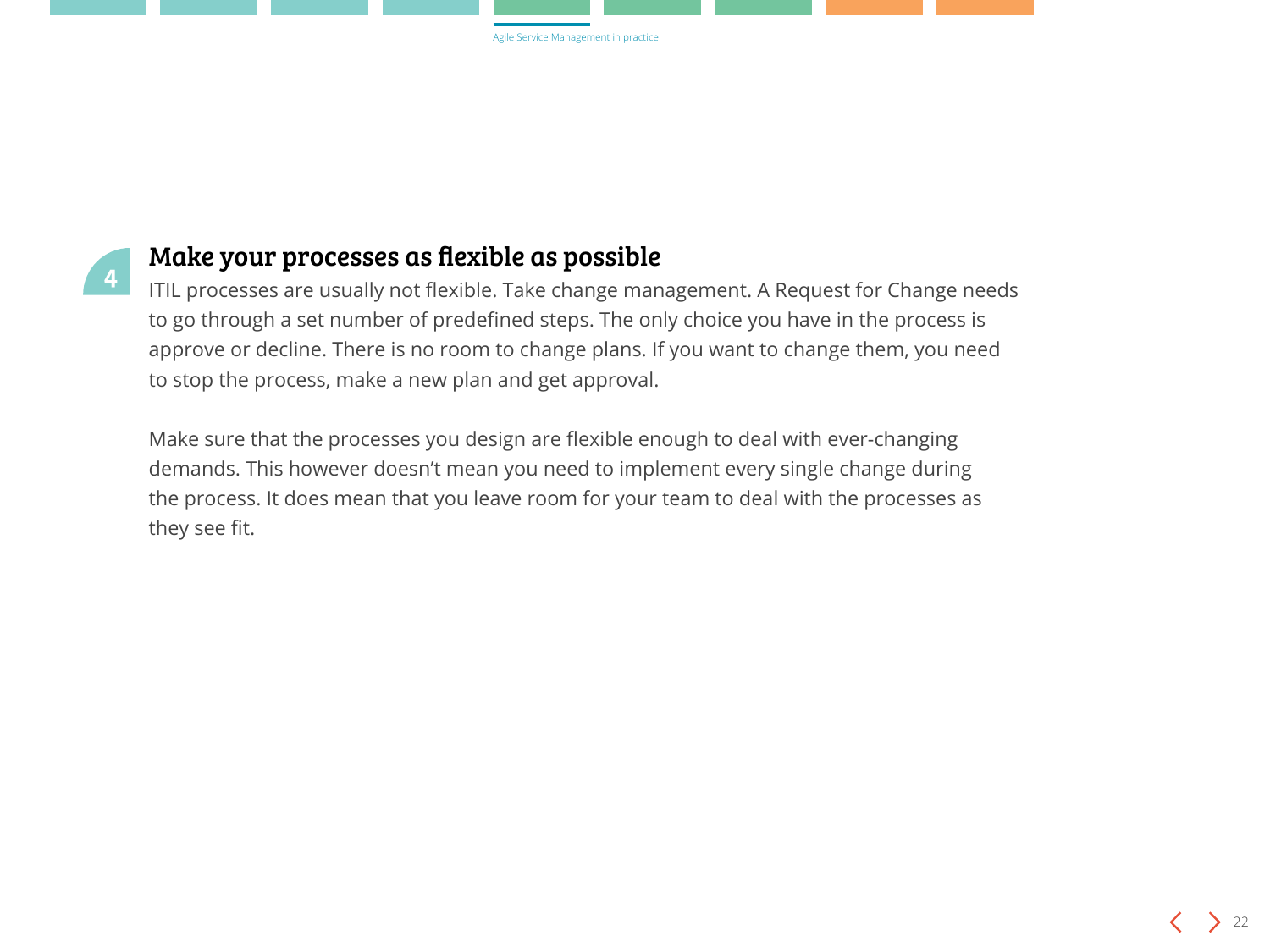## 4 Make your processes as flexible as possible

ITIL processes are usually not flexible. Take change management. A Request for Change needs to go through a set number of predefined steps. The only choice you have in the process is approve or decline. There is no room to change plans. If you want to change them, you need to stop the process, make a new plan and get approval.

Make sure that the processes you design are flexible enough to deal with ever-changing demands. This however doesn't mean you need to implement every single change during the process. It does mean that you leave room for your team to deal with the processes as they see fit.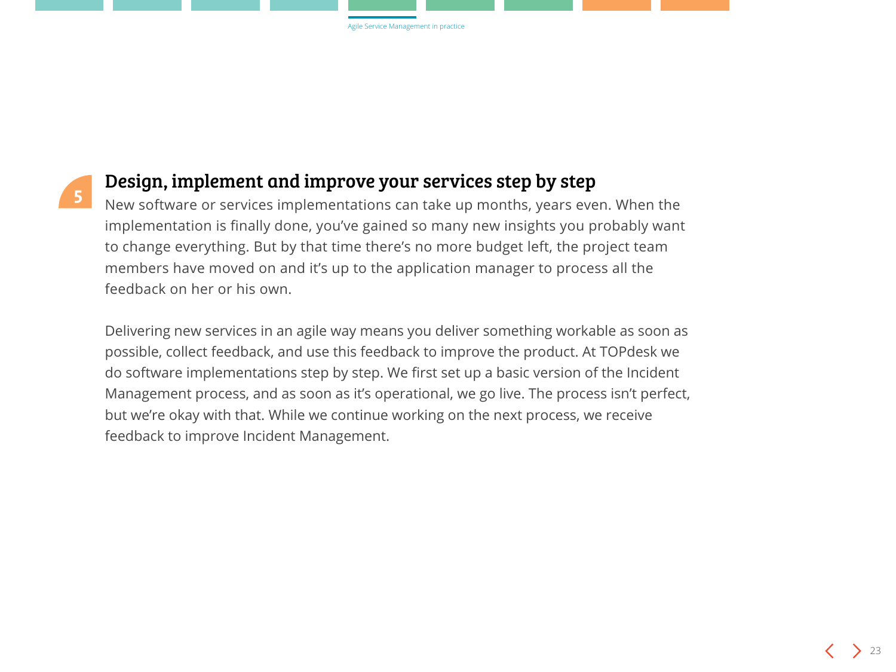## 5 Design, implement and improve your services step by step

New software or services implementations can take up months, years even. When the implementation is finally done, you've gained so many new insights you probably want to change everything. But by that time there's no more budget left, the project team members have moved on and it's up to the application manager to process all the feedback on her or his own.

Delivering new services in an agile way means you deliver something workable as soon as possible, collect feedback, and use this feedback to improve the product. At TOPdesk we do software implementations step by step. We first set up a basic version of the Incident Management process, and as soon as it's operational, we go live. The process isn't perfect, but we're okay with that. While we continue working on the next process, we receive feedback to improve Incident Management.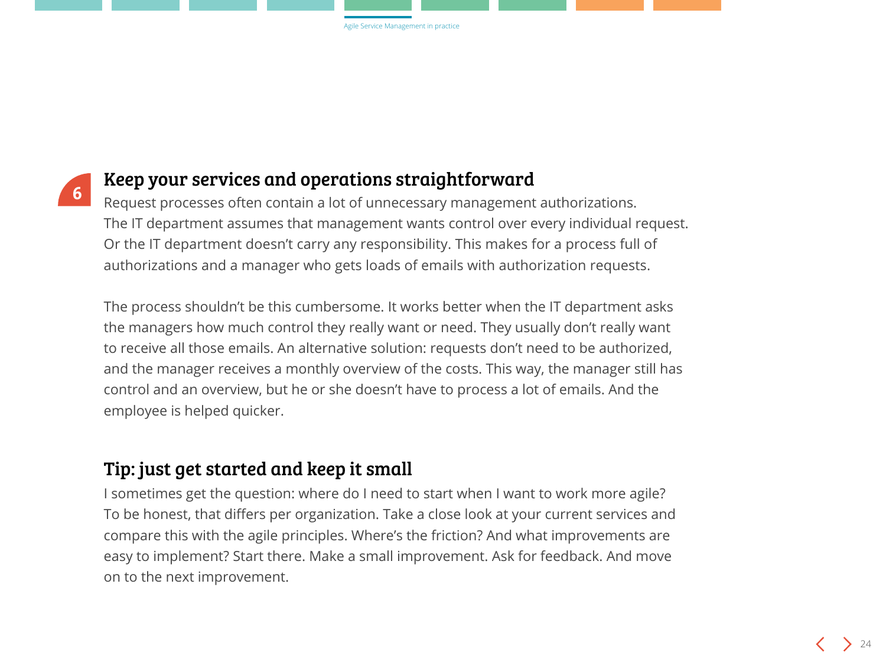## 6 Keep your services and operations straightforward

Request processes often contain a lot of unnecessary management authorizations. The IT department assumes that management wants control over every individual request. Or the IT department doesn't carry any responsibility. This makes for a process full of authorizations and a manager who gets loads of emails with authorization requests.

The process shouldn't be this cumbersome. It works better when the IT department asks the managers how much control they really want or need. They usually don't really want to receive all those emails. An alternative solution: requests don't need to be authorized, and the manager receives a monthly overview of the costs. This way, the manager still has control and an overview, but he or she doesn't have to process a lot of emails. And the employee is helped quicker.

## Tip: just get started and keep it small

I sometimes get the question: where do I need to start when I want to work more agile? To be honest, that differs per organization. Take a close look at your current services and compare this with the agile principles. Where's the friction? And what improvements are easy to implement? Start there. Make a small improvement. Ask for feedback. And move on to the next improvement.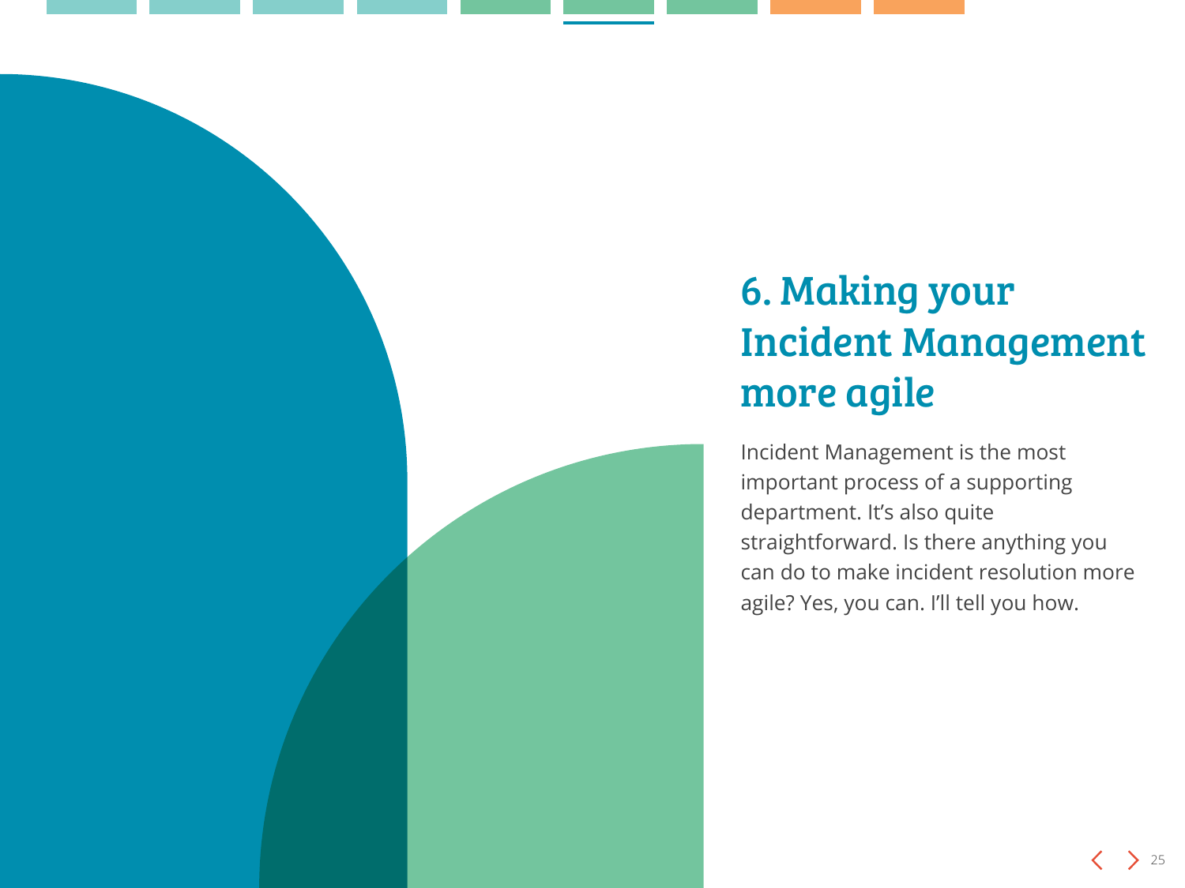# 6. Making your Incident Management more agile

Incident Management is the most important process of a supporting department. It's also quite straightforward. Is there anything you can do to make incident resolution more agile? Yes, you can. I'll tell you how.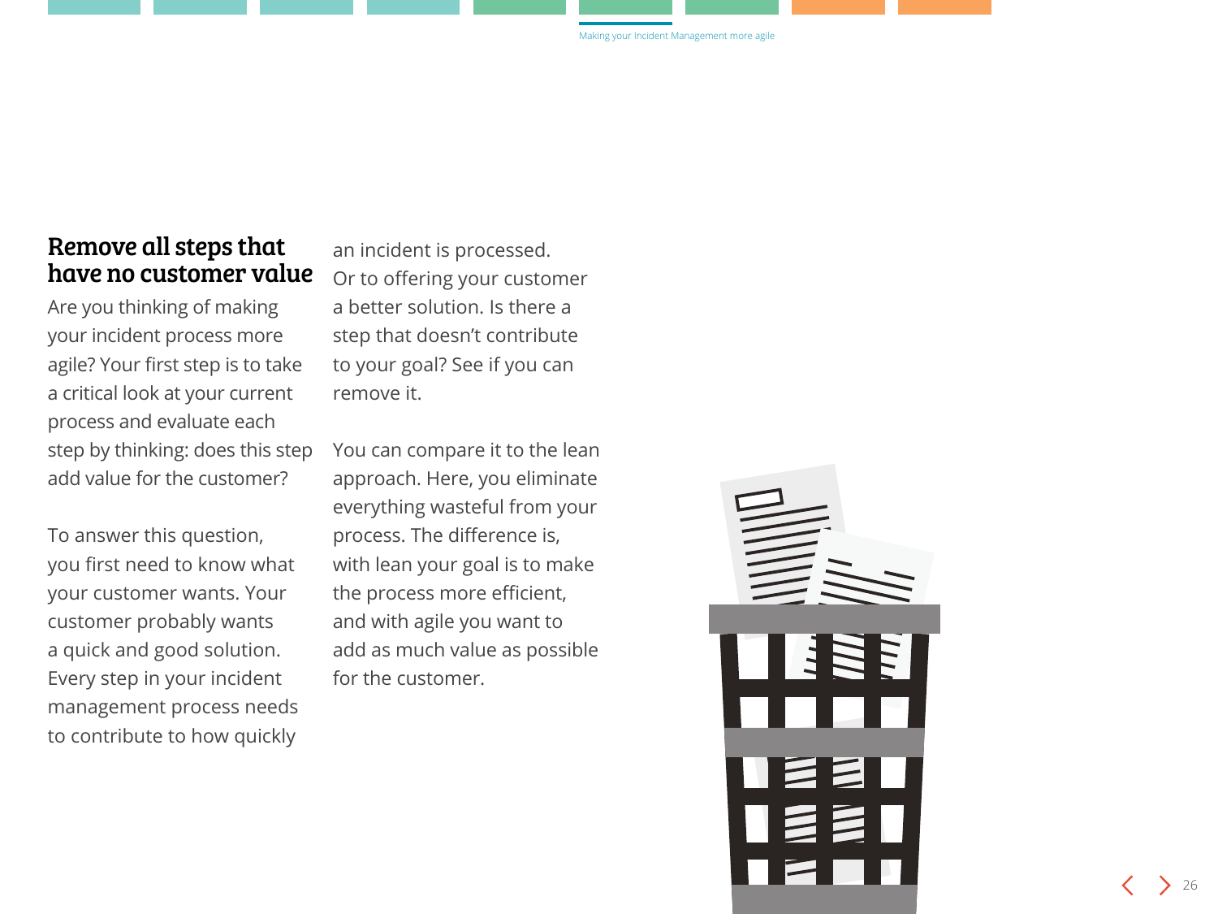## Remove all steps that have no customer value

Are you thinking of making your incident process more agile? Your first step is to take a critical look at your current process and evaluate each step by thinking: does this step add value for the customer?

To answer this question, you first need to know what your customer wants. Your customer probably wants a quick and good solution. Every step in your incident management process needs to contribute to how quickly an incident is processed. Or to offering your customer a better solution. Is there a step that doesn't contribute to your goal? See if you can remove it.

You can compare it to the lean approach. Here, you eliminate everything wasteful from your process. The difference is, with lean your goal is to make the process more efficient, and with agile you want to add as much value as possible for the customer.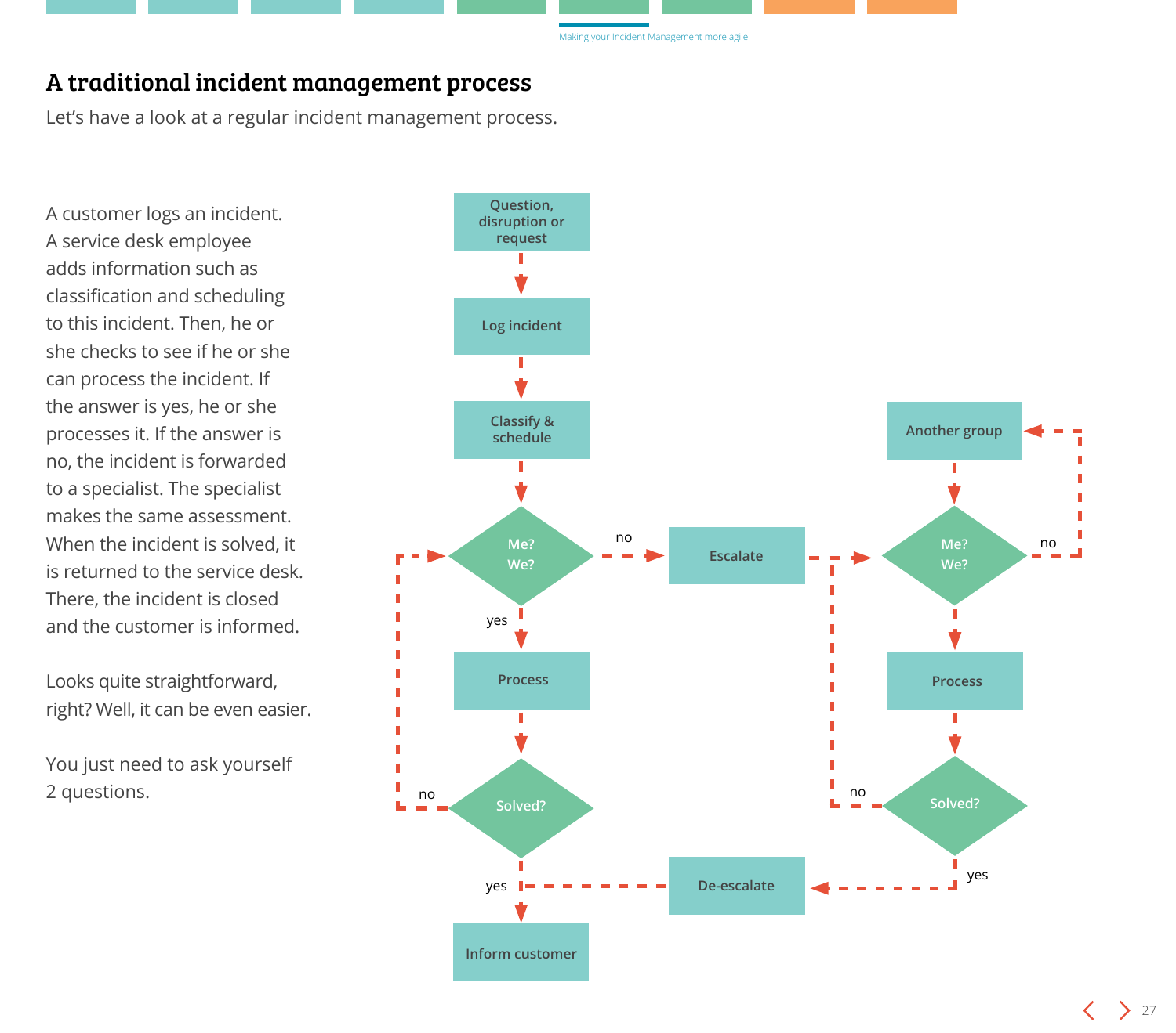# A traditional incident management process

Let's have a look at a regular incident management process.

A customer logs an incident. A service desk employee adds information such as classification and scheduling to this incident. Then, he or she checks to see if he or she can process the incident. If the answer is yes, he or she processes it. If the answer is no, the incident is forwarded to a specialist. The specialist makes the same assessment. When the incident is solved, it is returned to the service desk. There, the incident is closed and the customer is informed.

Looks quite straightforward, right? Well, it can be even easier.

You just need to ask yourself 2 questions.

Question, disruption or request → Log incident → Classify & schedule → Me? We?

Me? We? — yes → Process → Solved?

Me? We? — no → Escalate → Me? We? (specialist)

Me? We? (specialist) — no → Another group → Me? We? (specialist)

Me? We? (specialist) — yes → Process → Solved?

Solved? (specialist) — no → Me? We? (specialist)

Solved? (specialist) — yes → De-escalate → Inform customer

Solved? — no → Me? We?

Solved? — yes → Inform customer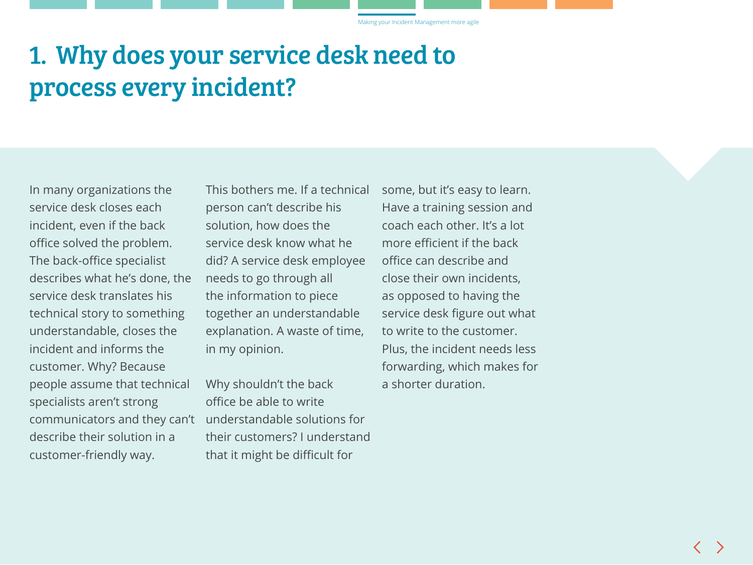# 1. Why does your service desk need to process every incident?

In many organizations the service desk closes each incident, even if the back office solved the problem. The back-office specialist describes what he's done, the service desk translates his technical story to something understandable, closes the incident and informs the customer. Why? Because people assume that technical specialists aren't strong communicators and they can't describe their solution in a customer-friendly way.

This bothers me. If a technical person can't describe his solution, how does the service desk know what he did? A service desk employee needs to go through all the information to piece together an understandable explanation. A waste of time, in my opinion.

Why shouldn't the back office be able to write understandable solutions for their customers? I understand that it might be difficult for some, but it's easy to learn. Have a training session and coach each other. It's a lot more efficient if the back office can describe and close their own incidents, as opposed to having the service desk figure out what to write to the customer. Plus, the incident needs less forwarding, which makes for a shorter duration.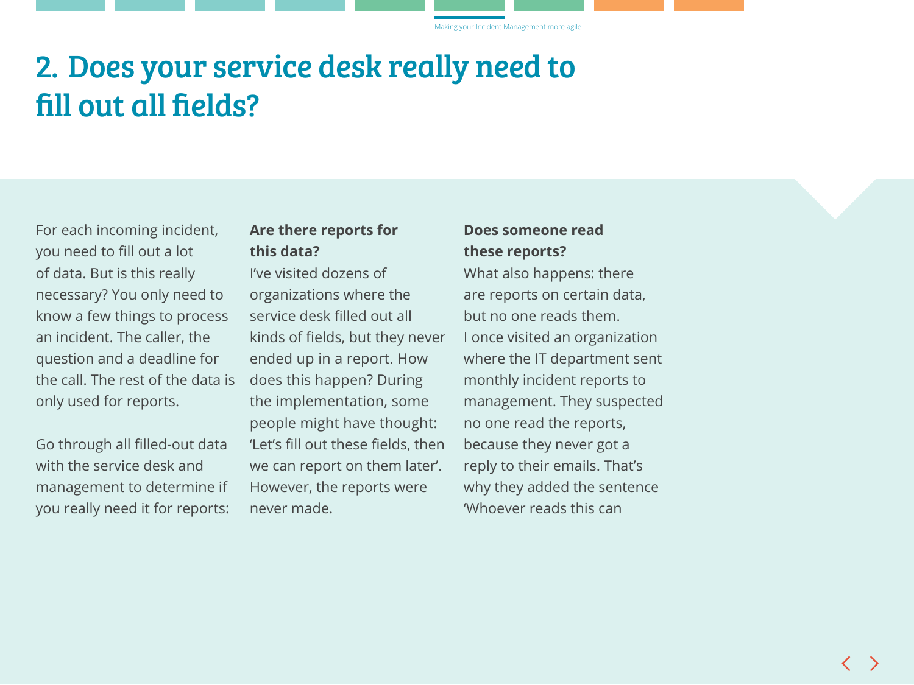# 2. Does your service desk really need to fill out all fields?

For each incoming incident, you need to fill out a lot of data. But is this really necessary? You only need to know a few things to process an incident. The caller, the question and a deadline for the call. The rest of the data is only used for reports.

Go through all filled-out data with the service desk and management to determine if you really need it for reports:

**Are there reports for this data?**
I've visited dozens of organizations where the service desk filled out all kinds of fields, but they never ended up in a report. How does this happen? During the implementation, some people might have thought: 'Let's fill out these fields, then we can report on them later'. However, the reports were never made.

**Does someone read these reports?**
What also happens: there are reports on certain data, but no one reads them. I once visited an organization where the IT department sent monthly incident reports to management. They suspected no one read the reports, because they never got a reply to their emails. That's why they added the sentence 'Whoever reads this can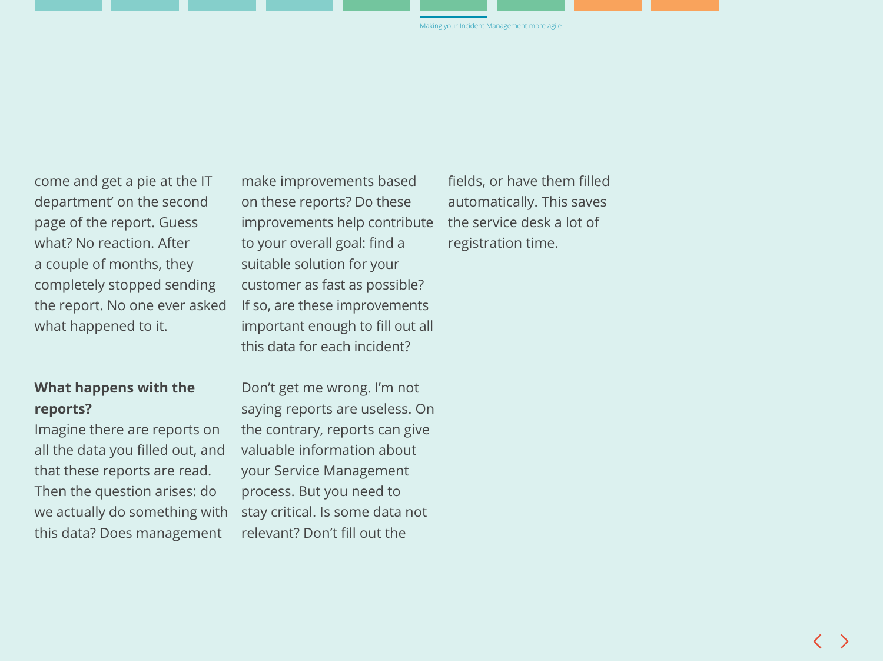come and get a pie at the IT department' on the second page of the report. Guess what? No reaction. After a couple of months, they completely stopped sending the report. No one ever asked what happened to it.

**What happens with the reports?**

Imagine there are reports on all the data you filled out, and that these reports are read. Then the question arises: do we actually do something with this data? Does management make improvements based on these reports? Do these improvements help contribute to your overall goal: find a suitable solution for your customer as fast as possible? If so, are these improvements important enough to fill out all this data for each incident?

Don't get me wrong. I'm not saying reports are useless. On the contrary, reports can give valuable information about your Service Management process. But you need to stay critical. Is some data not relevant? Don't fill out the fields, or have them filled automatically. This saves the service desk a lot of registration time.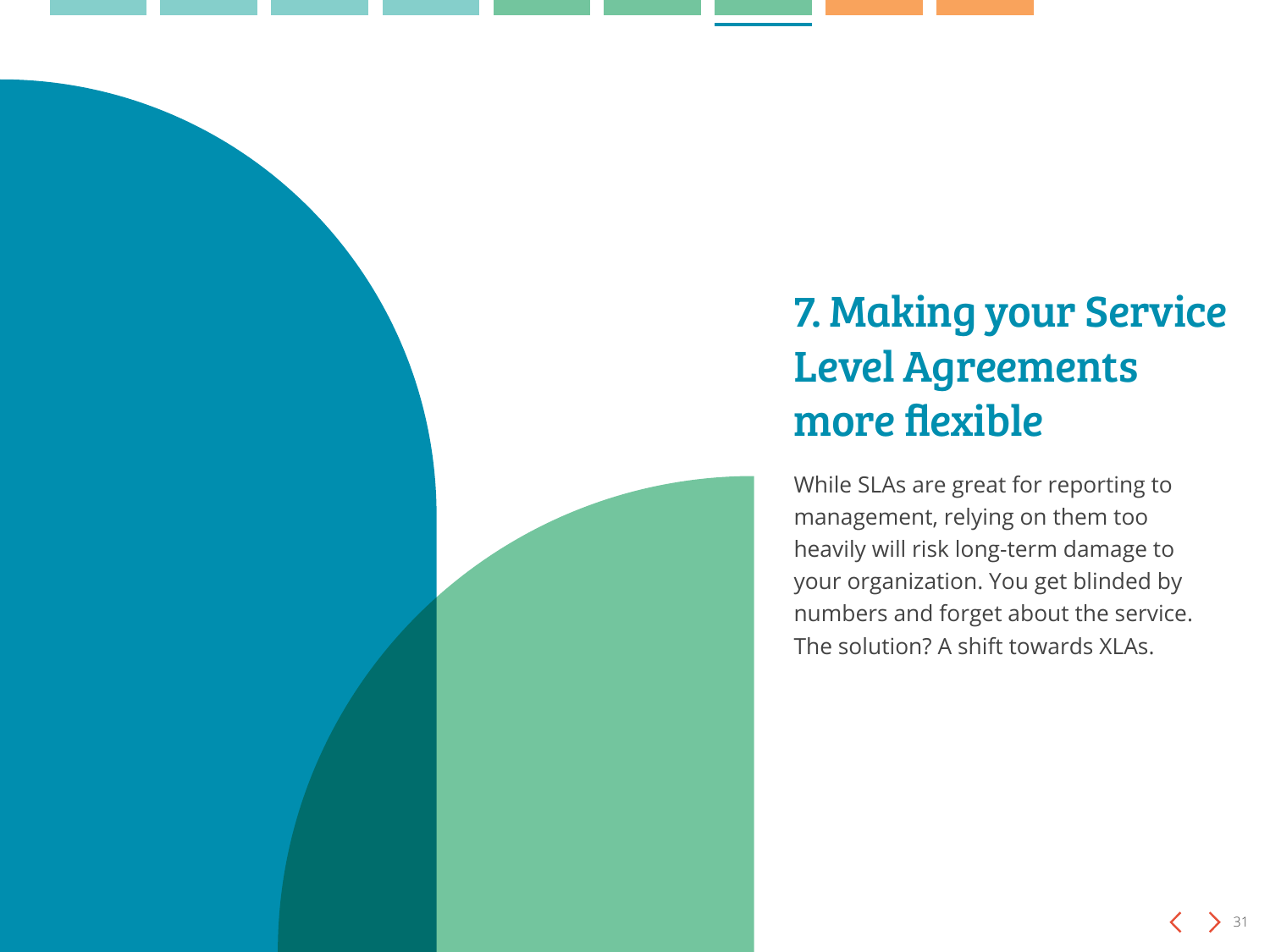# 7. Making your Service Level Agreements more flexible

While SLAs are great for reporting to management, relying on them too heavily will risk long-term damage to your organization. You get blinded by numbers and forget about the service. The solution? A shift towards XLAs.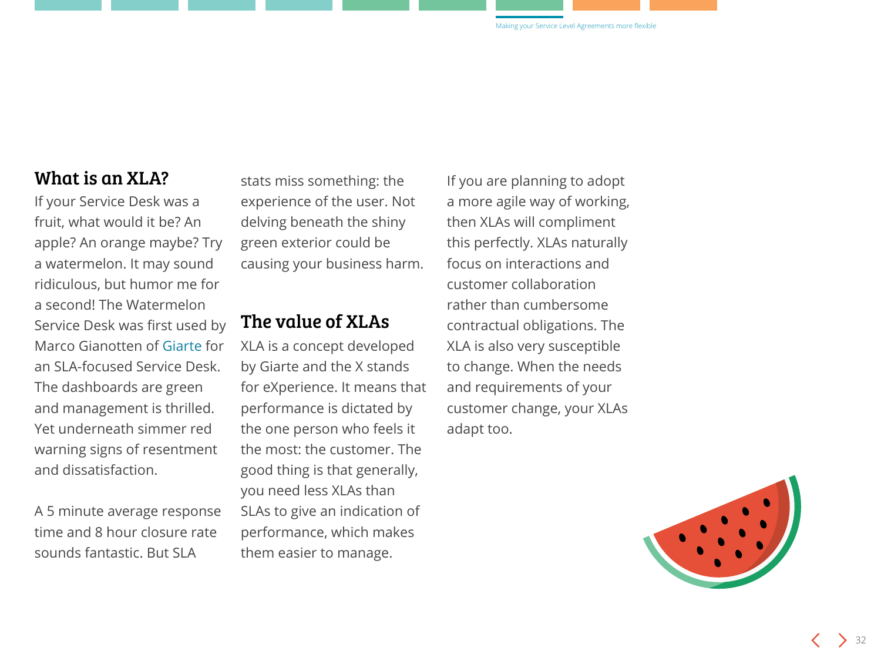## What is an XLA?

If your Service Desk was a fruit, what would it be? An apple? An orange maybe? Try a watermelon. It may sound ridiculous, but humor me for a second! The Watermelon Service Desk was first used by Marco Gianotten of Giarte for an SLA-focused Service Desk. The dashboards are green and management is thrilled. Yet underneath simmer red warning signs of resentment and dissatisfaction.

A 5 minute average response time and 8 hour closure rate sounds fantastic. But SLA stats miss something: the experience of the user. Not delving beneath the shiny green exterior could be causing your business harm.

## The value of XLAs

XLA is a concept developed by Giarte and the X stands for eXperience. It means that performance is dictated by the one person who feels it the most: the customer. The good thing is that generally, you need less XLAs than SLAs to give an indication of performance, which makes them easier to manage.

If you are planning to adopt a more agile way of working, then XLAs will compliment this perfectly. XLAs naturally focus on interactions and customer collaboration rather than cumbersome contractual obligations. The XLA is also very susceptible to change. When the needs and requirements of your customer change, your XLAs adapt too.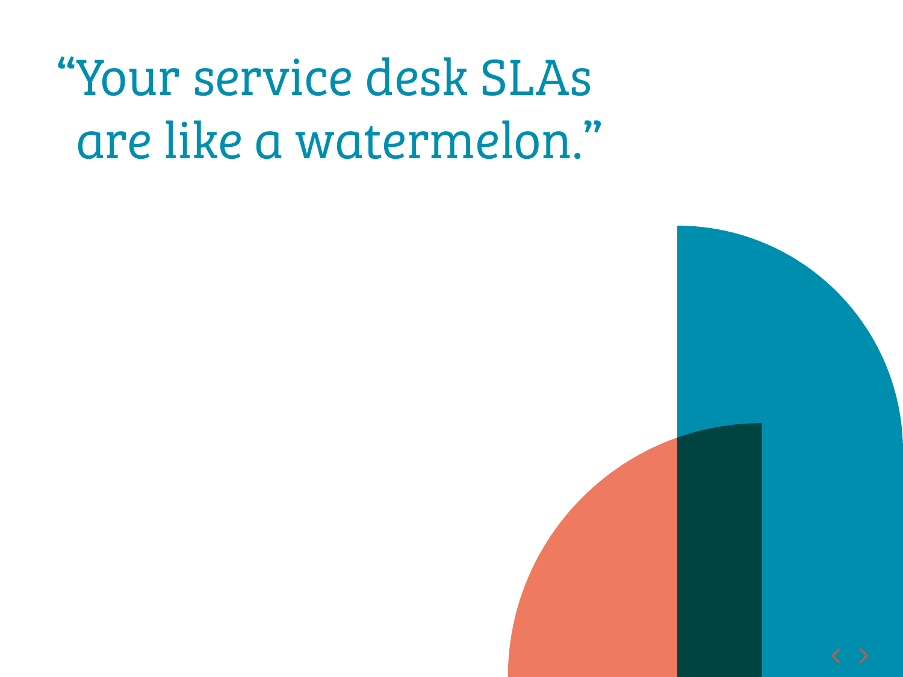# “Your service desk SLAs are like a watermelon.”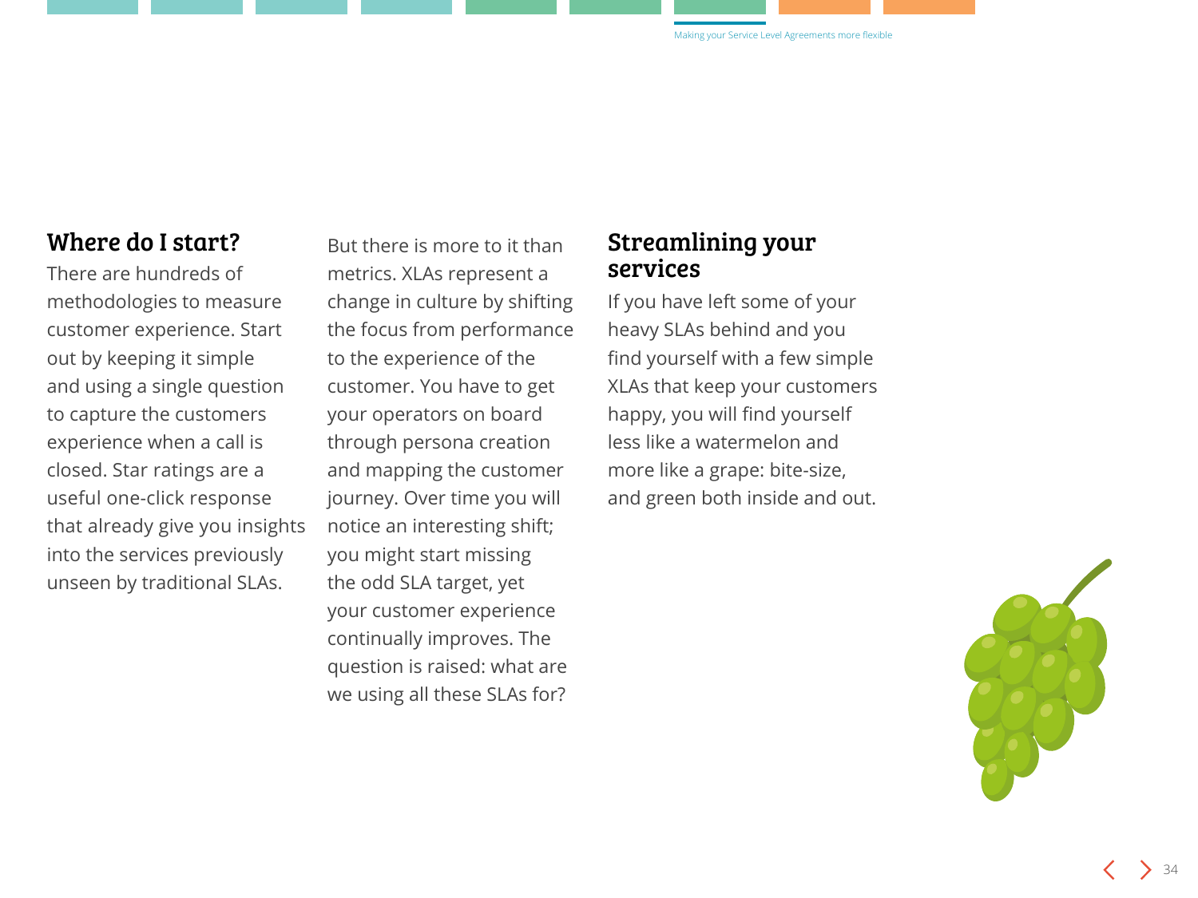## Where do I start?

There are hundreds of methodologies to measure customer experience. Start out by keeping it simple and using a single question to capture the customers experience when a call is closed. Star ratings are a useful one-click response that already give you insights into the services previously unseen by traditional SLAs.

But there is more to it than metrics. XLAs represent a change in culture by shifting the focus from performance to the experience of the customer. You have to get your operators on board through persona creation and mapping the customer journey. Over time you will notice an interesting shift; you might start missing the odd SLA target, yet your customer experience continually improves. The question is raised: what are we using all these SLAs for?

## Streamlining your services

If you have left some of your heavy SLAs behind and you find yourself with a few simple XLAs that keep your customers happy, you will find yourself less like a watermelon and more like a grape: bite-size, and green both inside and out.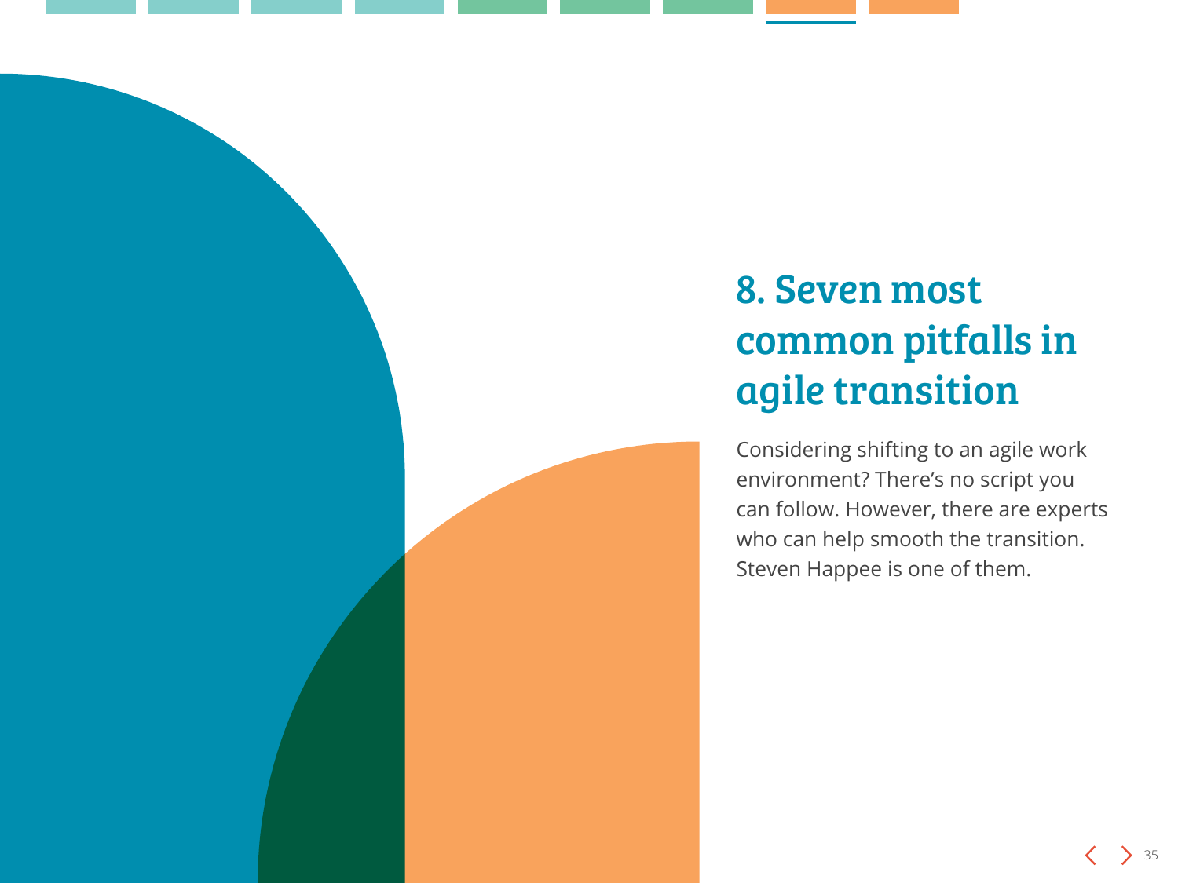# 8. Seven most common pitfalls in agile transition

Considering shifting to an agile work environment? There's no script you can follow. However, there are experts who can help smooth the transition. Steven Happee is one of them.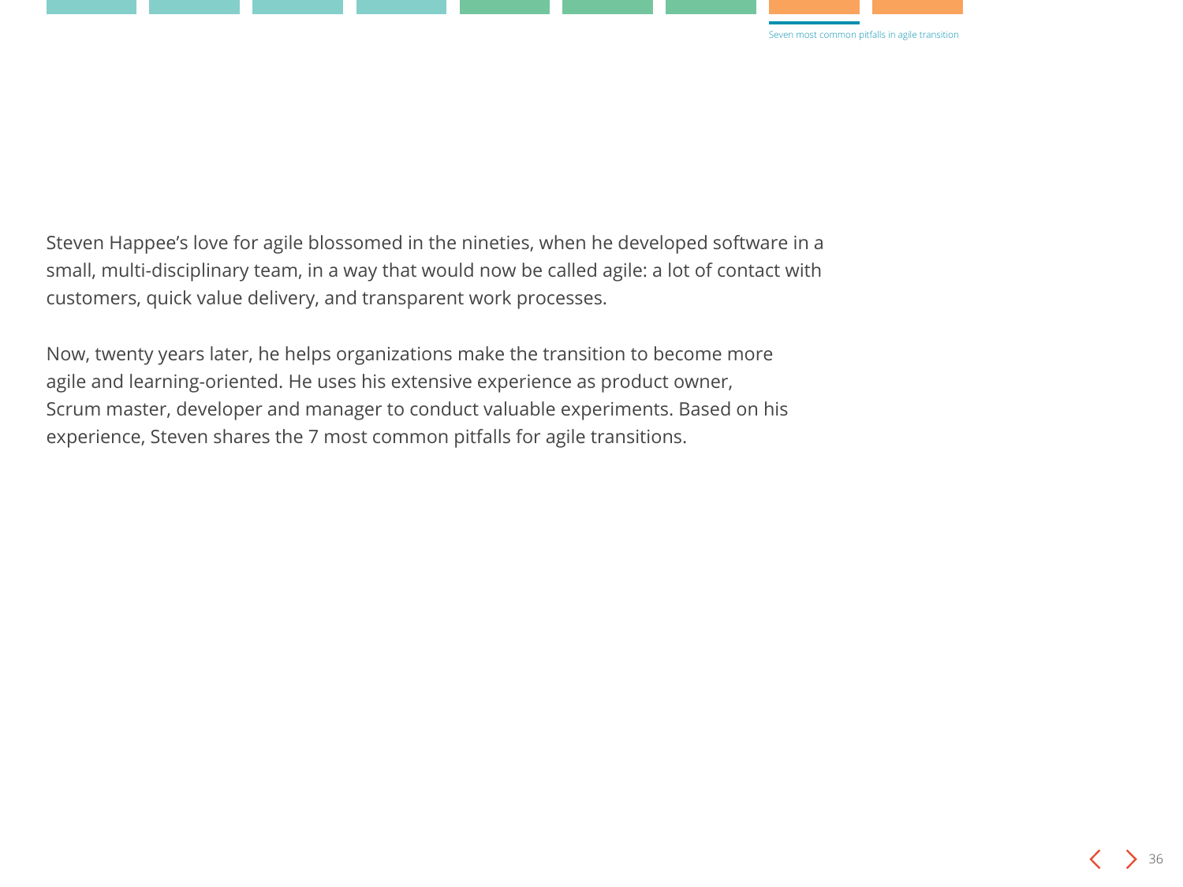Steven Happee's love for agile blossomed in the nineties, when he developed software in a small, multi-disciplinary team, in a way that would now be called agile: a lot of contact with customers, quick value delivery, and transparent work processes.

Now, twenty years later, he helps organizations make the transition to become more agile and learning-oriented. He uses his extensive experience as product owner, Scrum master, developer and manager to conduct valuable experiments. Based on his experience, Steven shares the 7 most common pitfalls for agile transitions.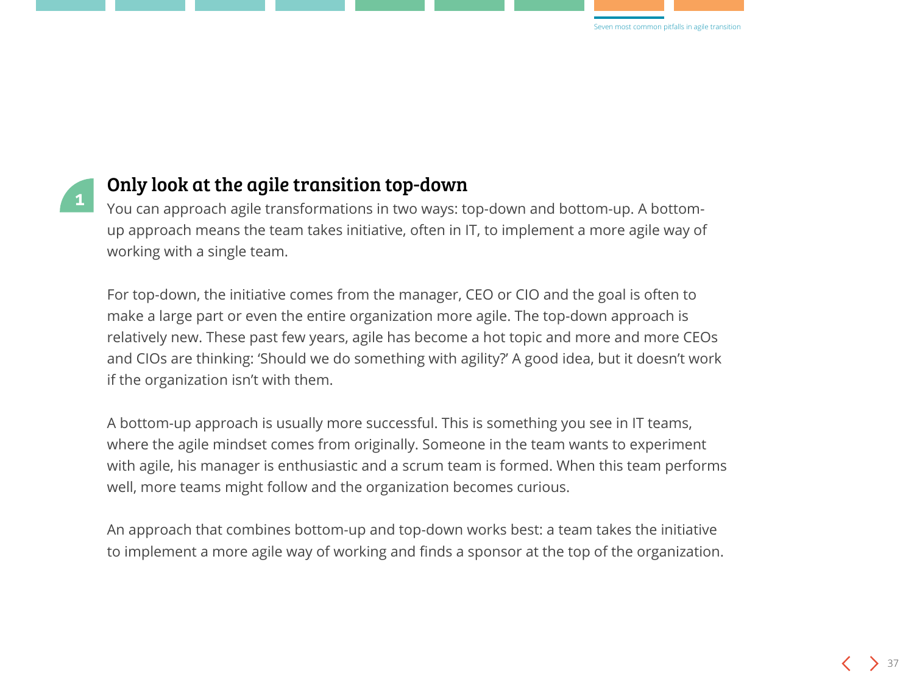## 1 Only look at the agile transition top-down

You can approach agile transformations in two ways: top-down and bottom-up. A bottom-up approach means the team takes initiative, often in IT, to implement a more agile way of working with a single team.

For top-down, the initiative comes from the manager, CEO or CIO and the goal is often to make a large part or even the entire organization more agile. The top-down approach is relatively new. These past few years, agile has become a hot topic and more and more CEOs and CIOs are thinking: 'Should we do something with agility?' A good idea, but it doesn't work if the organization isn't with them.

A bottom-up approach is usually more successful. This is something you see in IT teams, where the agile mindset comes from originally. Someone in the team wants to experiment with agile, his manager is enthusiastic and a scrum team is formed. When this team performs well, more teams might follow and the organization becomes curious.

An approach that combines bottom-up and top-down works best: a team takes the initiative to implement a more agile way of working and finds a sponsor at the top of the organization.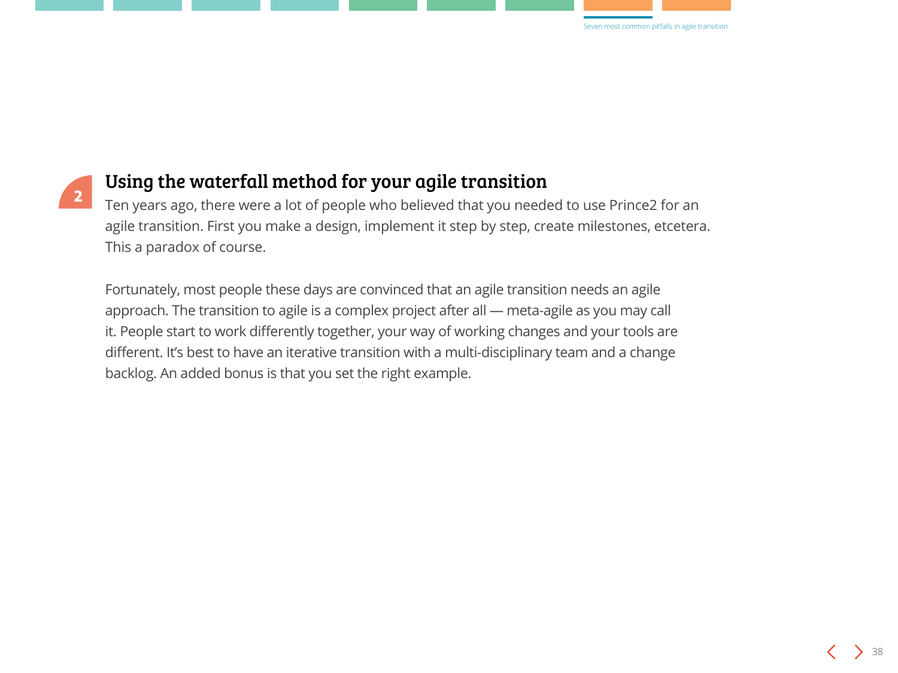## 2 Using the waterfall method for your agile transition

Ten years ago, there were a lot of people who believed that you needed to use Prince2 for an agile transition. First you make a design, implement it step by step, create milestones, etcetera. This a paradox of course.

Fortunately, most people these days are convinced that an agile transition needs an agile approach. The transition to agile is a complex project after all — meta-agile as you may call it. People start to work differently together, your way of working changes and your tools are different. It's best to have an iterative transition with a multi-disciplinary team and a change backlog. An added bonus is that you set the right example.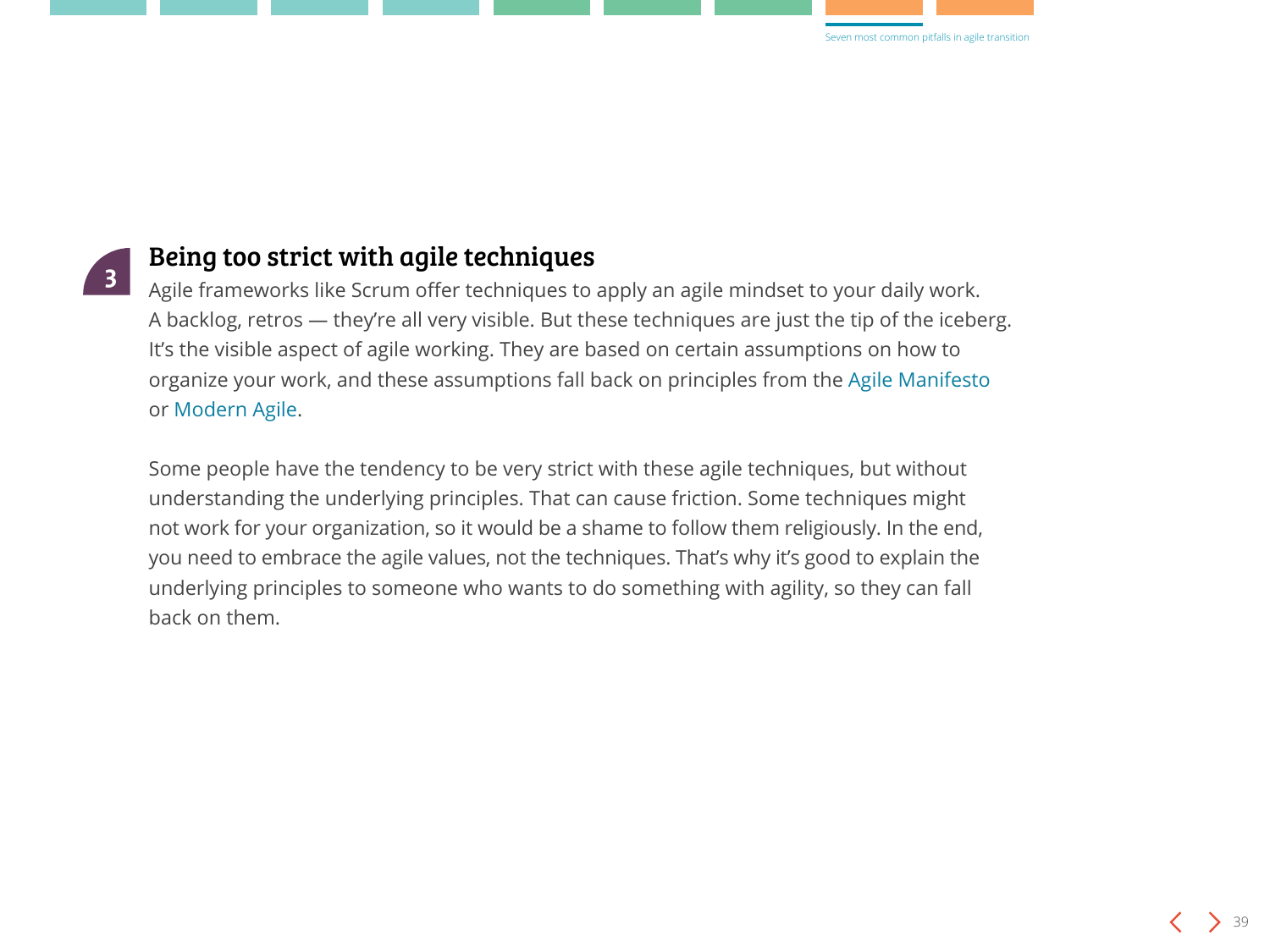## 3 Being too strict with agile techniques

Agile frameworks like Scrum offer techniques to apply an agile mindset to your daily work. A backlog, retros — they're all very visible. But these techniques are just the tip of the iceberg. It's the visible aspect of agile working. They are based on certain assumptions on how to organize your work, and these assumptions fall back on principles from the Agile Manifesto or Modern Agile.

Some people have the tendency to be very strict with these agile techniques, but without understanding the underlying principles. That can cause friction. Some techniques might not work for your organization, so it would be a shame to follow them religiously. In the end, you need to embrace the agile values, not the techniques. That's why it's good to explain the underlying principles to someone who wants to do something with agility, so they can fall back on them.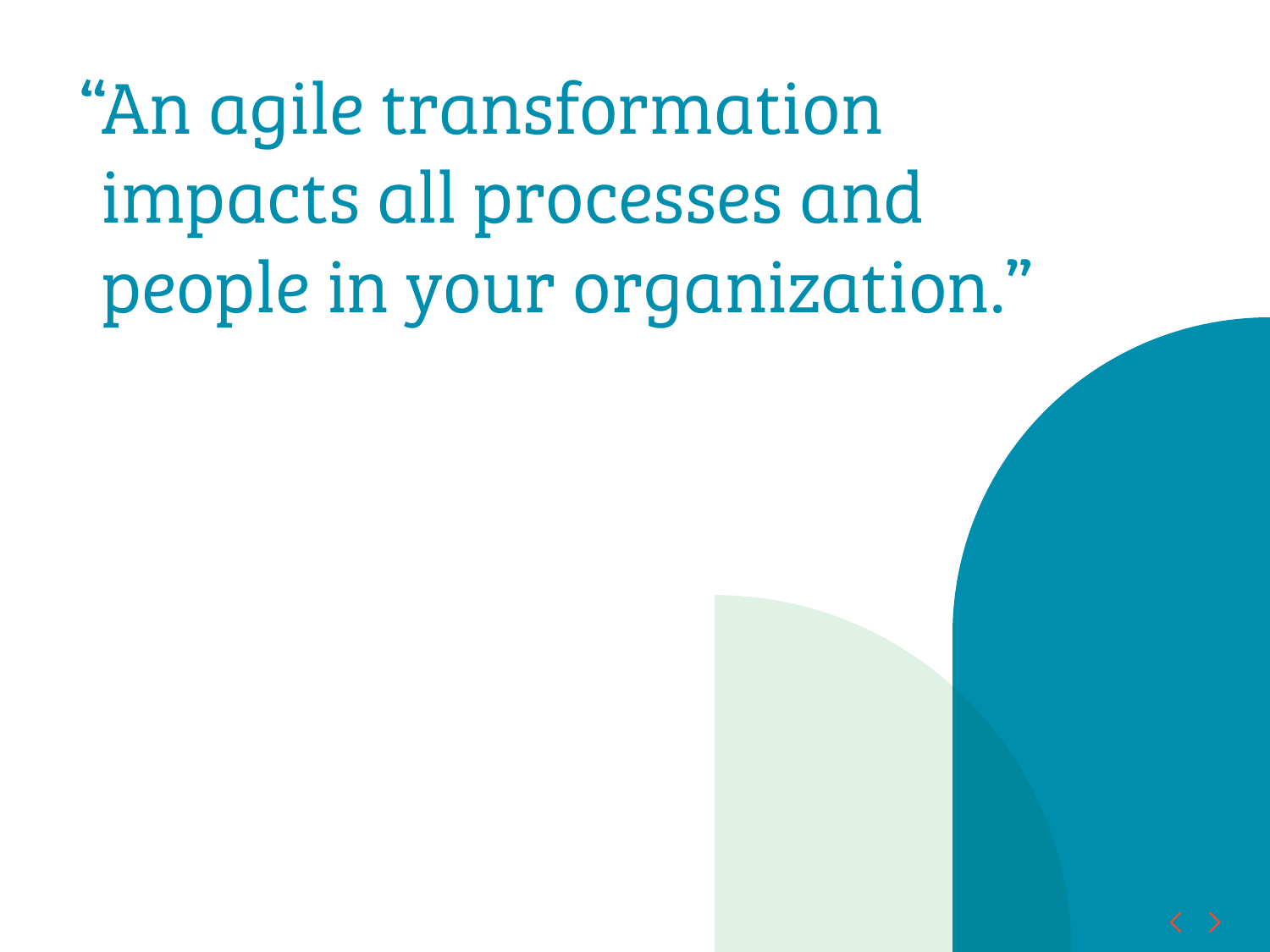"An agile transformation impacts all processes and people in your organization."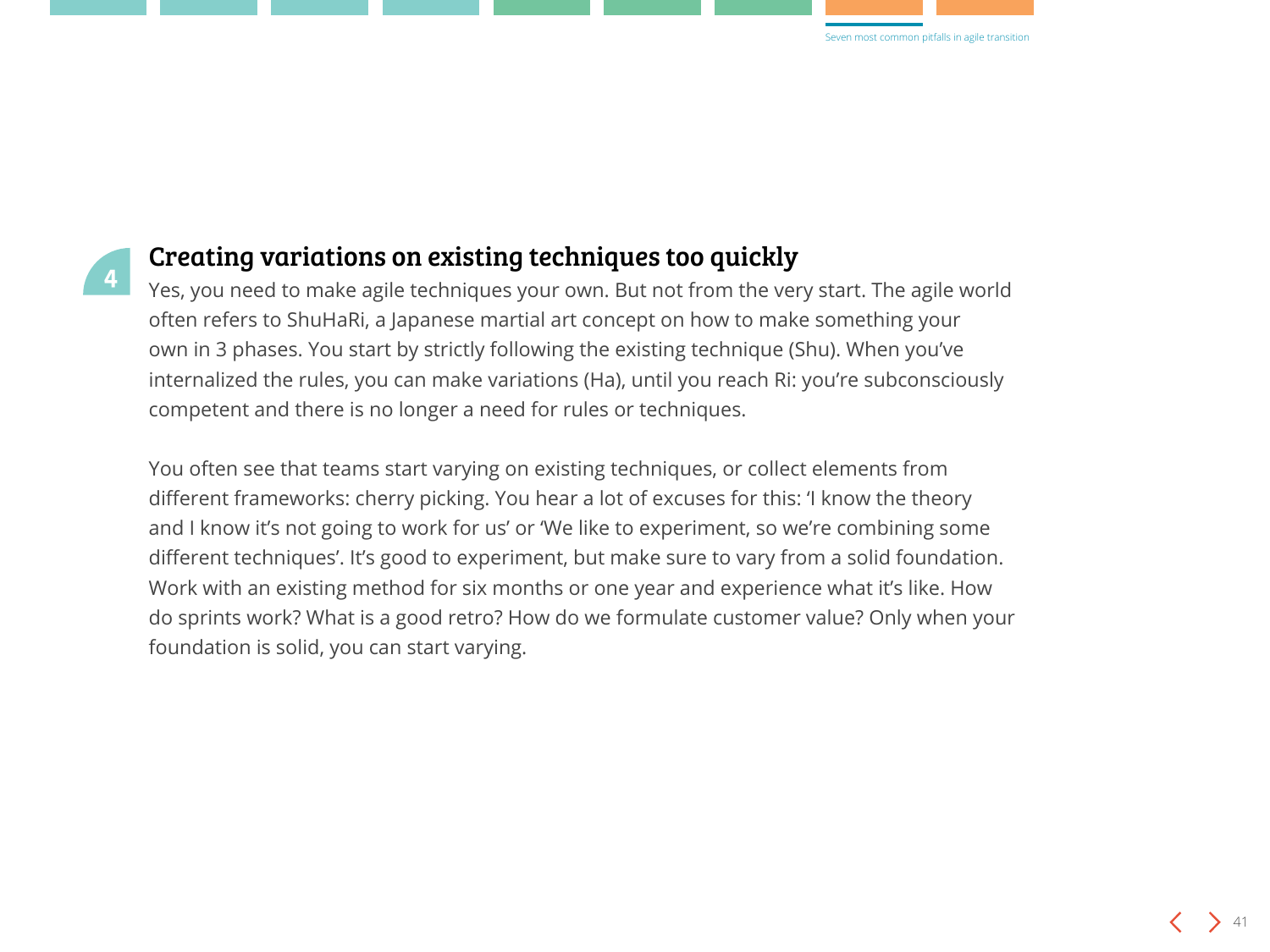## 4 Creating variations on existing techniques too quickly

Yes, you need to make agile techniques your own. But not from the very start. The agile world often refers to ShuHaRi, a Japanese martial art concept on how to make something your own in 3 phases. You start by strictly following the existing technique (Shu). When you've internalized the rules, you can make variations (Ha), until you reach Ri: you're subconsciously competent and there is no longer a need for rules or techniques.

You often see that teams start varying on existing techniques, or collect elements from different frameworks: cherry picking. You hear a lot of excuses for this: 'I know the theory and I know it's not going to work for us' or 'We like to experiment, so we're combining some different techniques'. It's good to experiment, but make sure to vary from a solid foundation. Work with an existing method for six months or one year and experience what it's like. How do sprints work? What is a good retro? How do we formulate customer value? Only when your foundation is solid, you can start varying.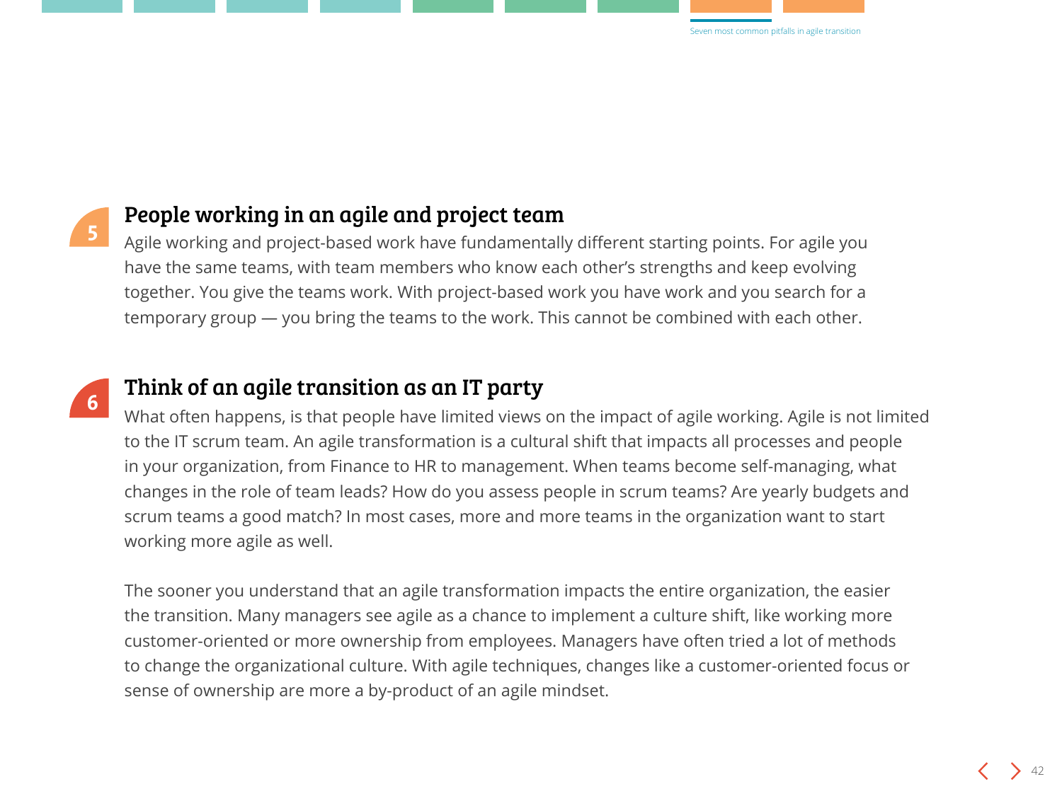## 5 People working in an agile and project team

Agile working and project-based work have fundamentally different starting points. For agile you have the same teams, with team members who know each other’s strengths and keep evolving together. You give the teams work. With project-based work you have work and you search for a temporary group — you bring the teams to the work. This cannot be combined with each other.

## 6 Think of an agile transition as an IT party

What often happens, is that people have limited views on the impact of agile working. Agile is not limited to the IT scrum team. An agile transformation is a cultural shift that impacts all processes and people in your organization, from Finance to HR to management. When teams become self-managing, what changes in the role of team leads? How do you assess people in scrum teams? Are yearly budgets and scrum teams a good match? In most cases, more and more teams in the organization want to start working more agile as well.

The sooner you understand that an agile transformation impacts the entire organization, the easier the transition. Many managers see agile as a chance to implement a culture shift, like working more customer-oriented or more ownership from employees. Managers have often tried a lot of methods to change the organizational culture. With agile techniques, changes like a customer-oriented focus or sense of ownership are more a by-product of an agile mindset.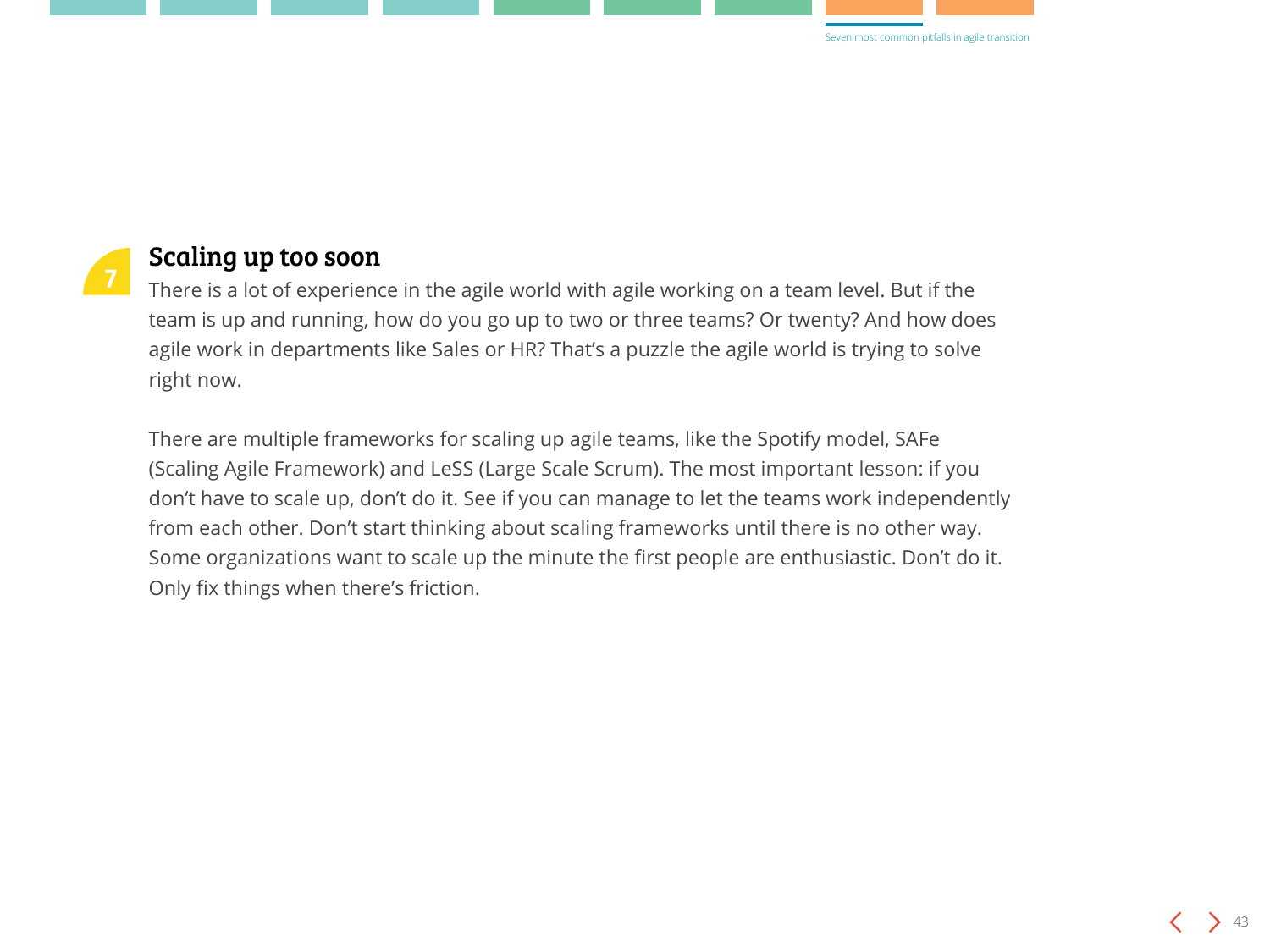## 7 Scaling up too soon

There is a lot of experience in the agile world with agile working on a team level. But if the team is up and running, how do you go up to two or three teams? Or twenty? And how does agile work in departments like Sales or HR? That's a puzzle the agile world is trying to solve right now.

There are multiple frameworks for scaling up agile teams, like the Spotify model, SAFe (Scaling Agile Framework) and LeSS (Large Scale Scrum). The most important lesson: if you don't have to scale up, don't do it. See if you can manage to let the teams work independently from each other. Don't start thinking about scaling frameworks until there is no other way. Some organizations want to scale up the minute the first people are enthusiastic. Don't do it. Only fix things when there's friction.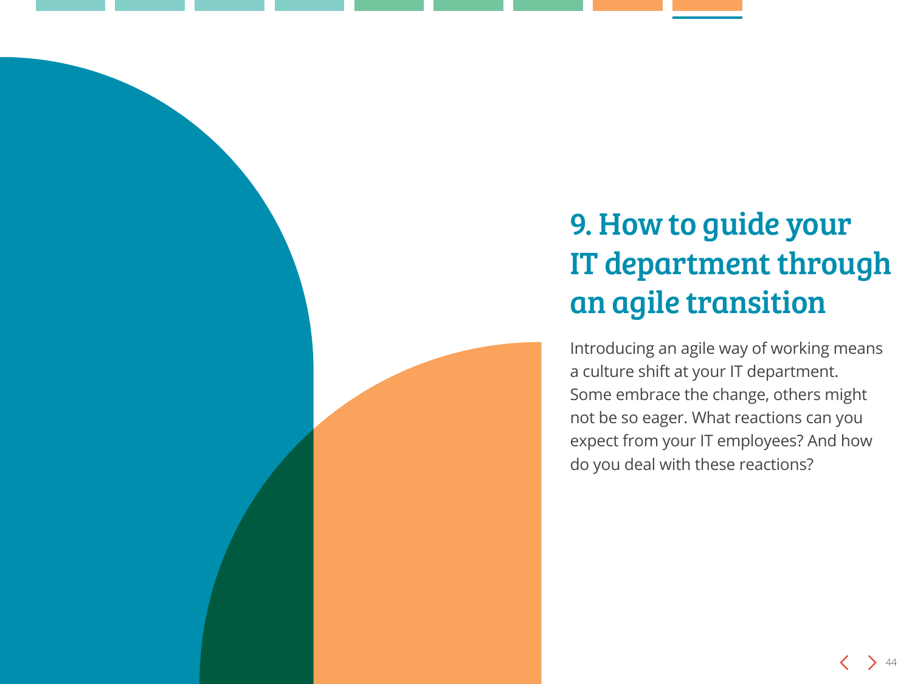# 9. How to guide your IT department through an agile transition

Introducing an agile way of working means a culture shift at your IT department. Some embrace the change, others might not be so eager. What reactions can you expect from your IT employees? And how do you deal with these reactions?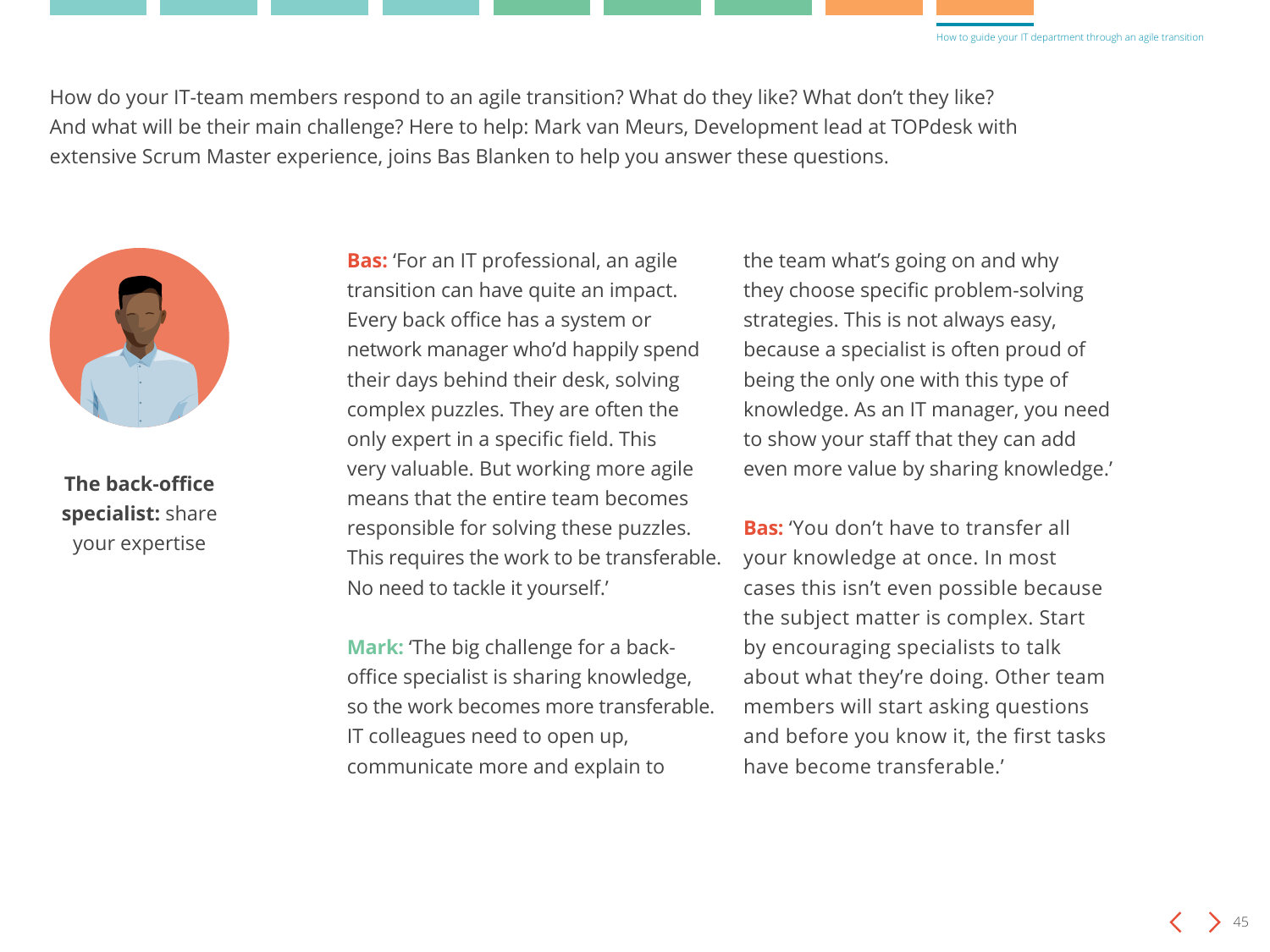How do your IT-team members respond to an agile transition? What do they like? What don't they like? And what will be their main challenge? Here to help: Mark van Meurs, Development lead at TOPdesk with extensive Scrum Master experience, joins Bas Blanken to help you answer these questions.

**The back-office specialist:** share your expertise

**Bas:** 'For an IT professional, an agile transition can have quite an impact. Every back office has a system or network manager who'd happily spend their days behind their desk, solving complex puzzles. They are often the only expert in a specific field. This very valuable. But working more agile means that the entire team becomes responsible for solving these puzzles. This requires the work to be transferable. No need to tackle it yourself.'

**Mark:** 'The big challenge for a back-office specialist is sharing knowledge, so the work becomes more transferable. IT colleagues need to open up, communicate more and explain to the team what's going on and why they choose specific problem-solving strategies. This is not always easy, because a specialist is often proud of being the only one with this type of knowledge. As an IT manager, you need to show your staff that they can add even more value by sharing knowledge.'

**Bas:** 'You don't have to transfer all your knowledge at once. In most cases this isn't even possible because the subject matter is complex. Start by encouraging specialists to talk about what they're doing. Other team members will start asking questions and before you know it, the first tasks have become transferable.'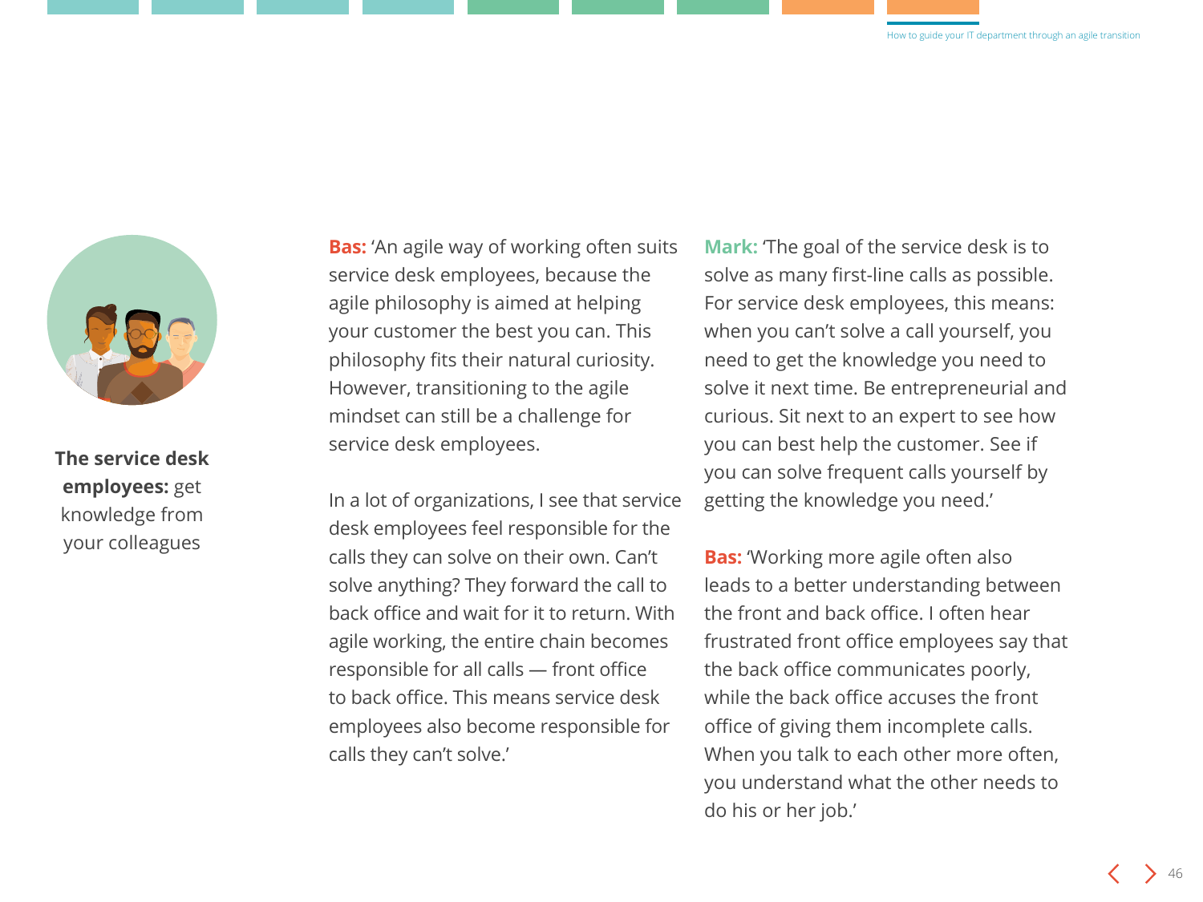**The service desk employees:** get knowledge from your colleagues

**Bas:** 'An agile way of working often suits service desk employees, because the agile philosophy is aimed at helping your customer the best you can. This philosophy fits their natural curiosity. However, transitioning to the agile mindset can still be a challenge for service desk employees.

In a lot of organizations, I see that service desk employees feel responsible for the calls they can solve on their own. Can't solve anything? They forward the call to back office and wait for it to return. With agile working, the entire chain becomes responsible for all calls — front office to back office. This means service desk employees also become responsible for calls they can't solve.'

**Mark:** 'The goal of the service desk is to solve as many first-line calls as possible. For service desk employees, this means: when you can't solve a call yourself, you need to get the knowledge you need to solve it next time. Be entrepreneurial and curious. Sit next to an expert to see how you can best help the customer. See if you can solve frequent calls yourself by getting the knowledge you need.'

**Bas:** 'Working more agile often also leads to a better understanding between the front and back office. I often hear frustrated front office employees say that the back office communicates poorly, while the back office accuses the front office of giving them incomplete calls. When you talk to each other more often, you understand what the other needs to do his or her job.'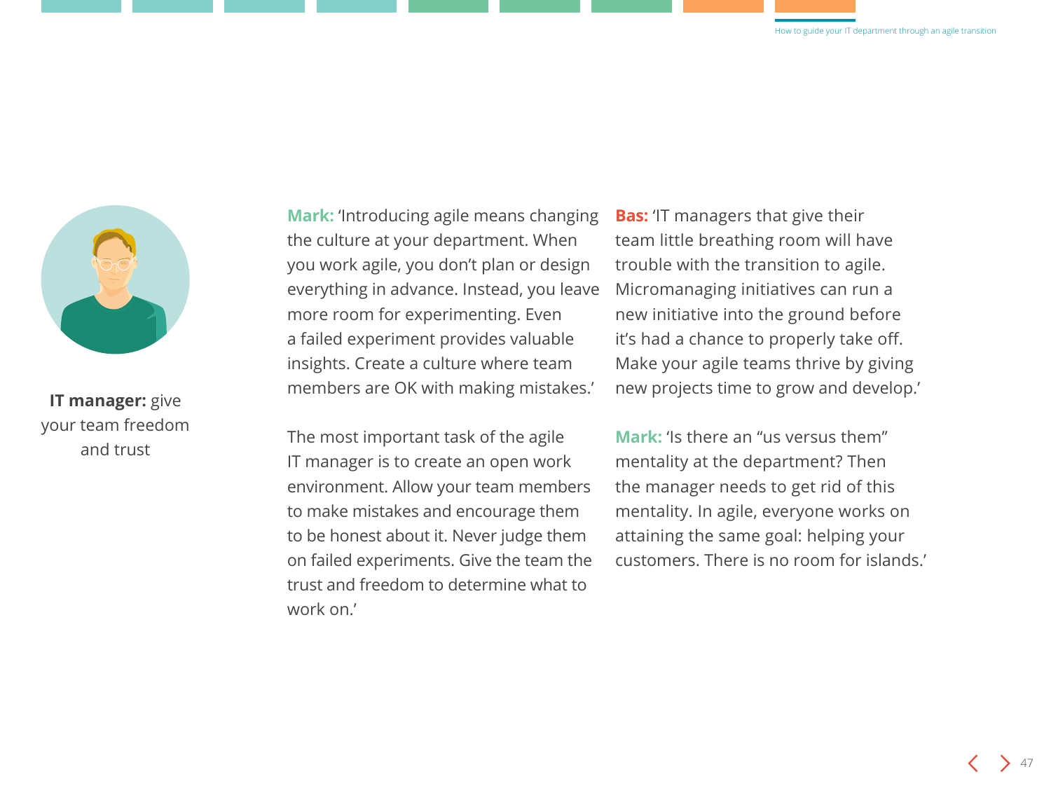**IT manager:** give your team freedom and trust

**Mark:** 'Introducing agile means changing the culture at your department. When you work agile, you don't plan or design everything in advance. Instead, you leave more room for experimenting. Even a failed experiment provides valuable insights. Create a culture where team members are OK with making mistakes.'

The most important task of the agile IT manager is to create an open work environment. Allow your team members to make mistakes and encourage them to be honest about it. Never judge them on failed experiments. Give the team the trust and freedom to determine what to work on.'

**Bas:** 'IT managers that give their team little breathing room will have trouble with the transition to agile. Micromanaging initiatives can run a new initiative into the ground before it's had a chance to properly take off. Make your agile teams thrive by giving new projects time to grow and develop.'

**Mark:** 'Is there an "us versus them" mentality at the department? Then the manager needs to get rid of this mentality. In agile, everyone works on attaining the same goal: helping your customers. There is no room for islands.'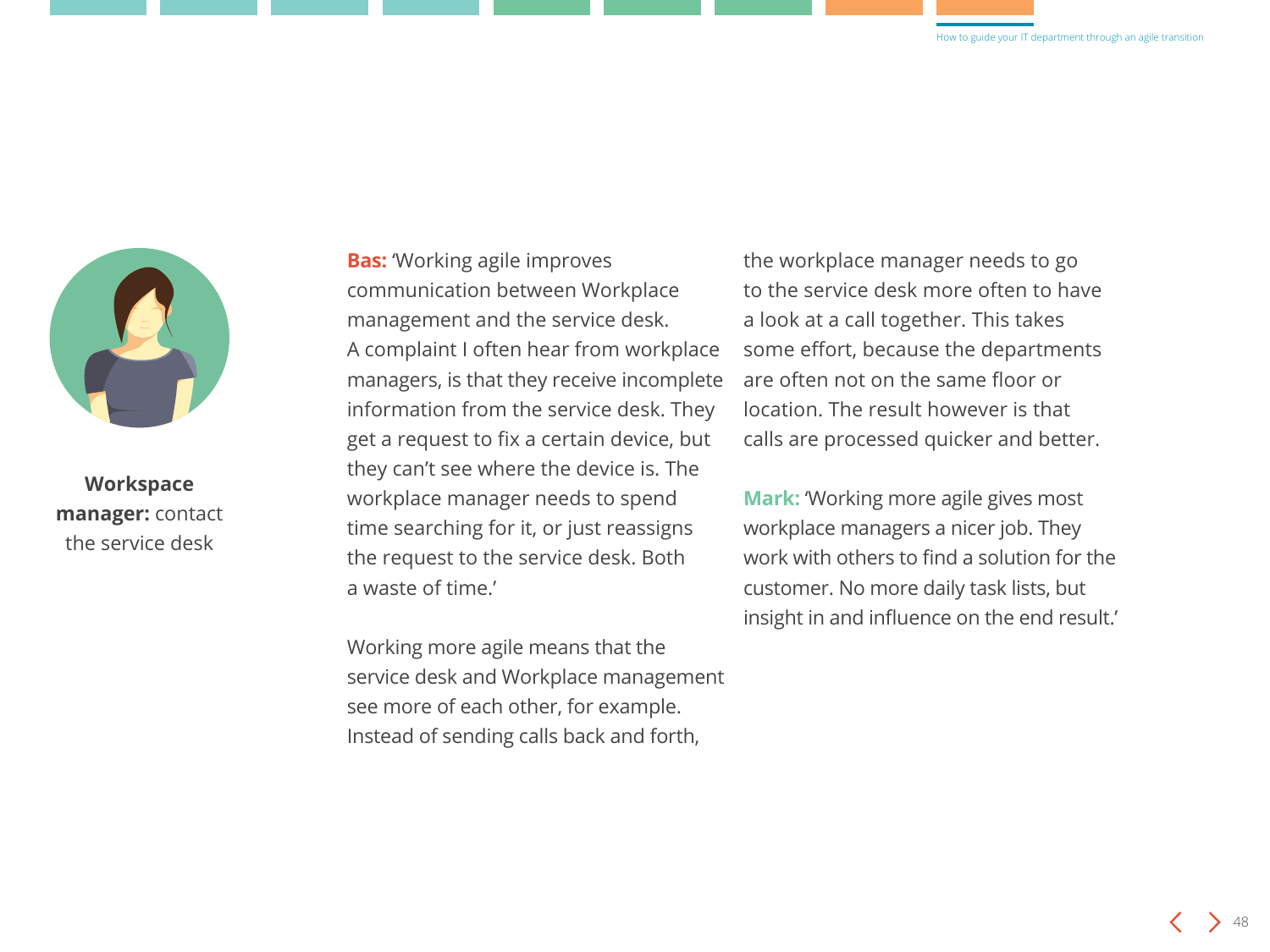**Workspace manager:** contact the service desk

**Bas:** 'Working agile improves communication between Workplace management and the service desk. A complaint I often hear from workplace managers, is that they receive incomplete information from the service desk. They get a request to fix a certain device, but they can't see where the device is. The workplace manager needs to spend time searching for it, or just reassigns the request to the service desk. Both a waste of time.'

Working more agile means that the service desk and Workplace management see more of each other, for example. Instead of sending calls back and forth, the workplace manager needs to go to the service desk more often to have a look at a call together. This takes some effort, because the departments are often not on the same floor or location. The result however is that calls are processed quicker and better.

**Mark:** 'Working more agile gives most workplace managers a nicer job. They work with others to find a solution for the customer. No more daily task lists, but insight in and influence on the end result.'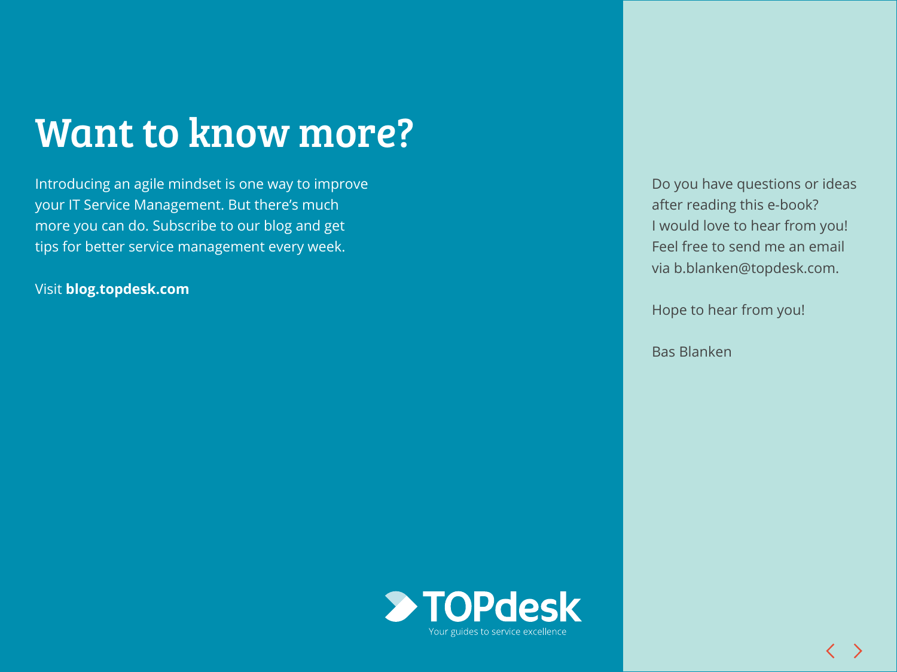# Want to know more?

Introducing an agile mindset is one way to improve your IT Service Management. But there's much more you can do. Subscribe to our blog and get tips for better service management every week.

Visit **blog.topdesk.com**

Do you have questions or ideas after reading this e-book? I would love to hear from you! Feel free to send me an email via b.blanken@topdesk.com.

Hope to hear from you!

Bas Blanken

TOPdesk
Your guides to service excellence